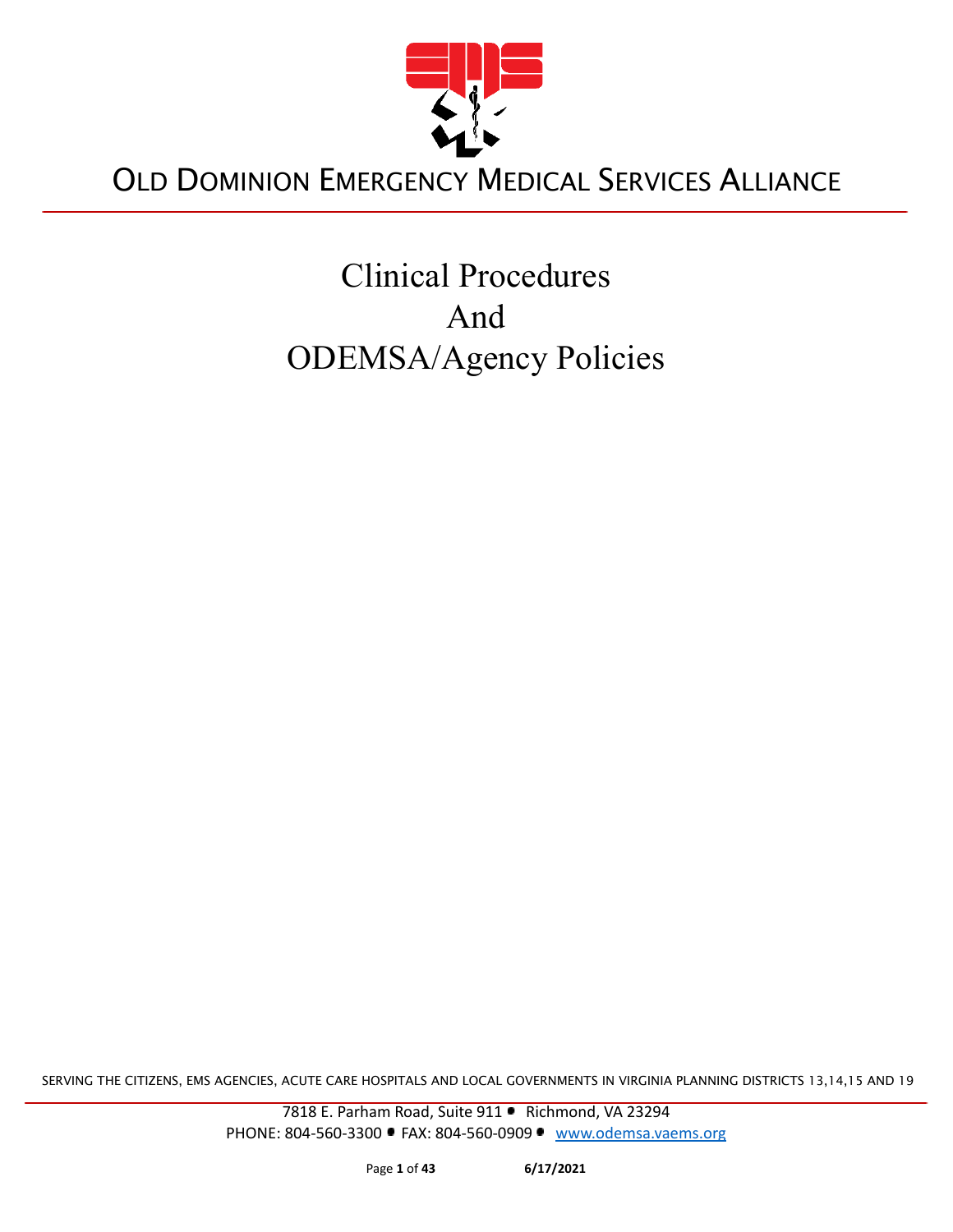# OLD DOMINION EMERGENCY MEDICAL SERVICES ALLIANCE

# Clinical Procedures And ODEMSA/Agency Policies

SERVING THE CITIZENS, EMS AGENCIES, ACUTE CARE HOSPITALS AND LOCAL GOVERNMENTS IN VIRGINIA PLANNING DISTRICTS 13,14,15 AND 19

7818 E. Parham Road, Suite 911 • Richmond, VA 23294
PHONE: 804-560-3300 • FAX: 804-560-0909 • www.odemsa.vaems.org

6/17/2021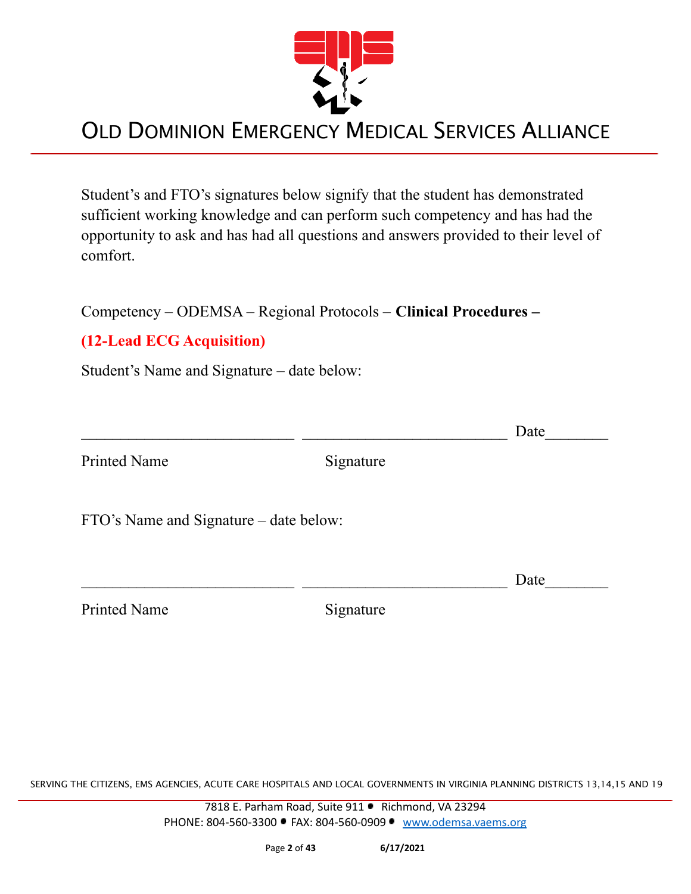Student's and FTO's signatures below signify that the student has demonstrated sufficient working knowledge and can perform such competency and has had the opportunity to ask and has had all questions and answers provided to their level of comfort.

Competency – ODEMSA – Regional Protocols – **Clinical Procedures –**

**(12-Lead ECG Acquisition)**

Student's Name and Student Signature – date below:

___________________________ ___________________________ Date________

Printed Name Signature

FTO's Name and Signature – date below:

___________________________ ___________________________ Date________

Printed Name Signature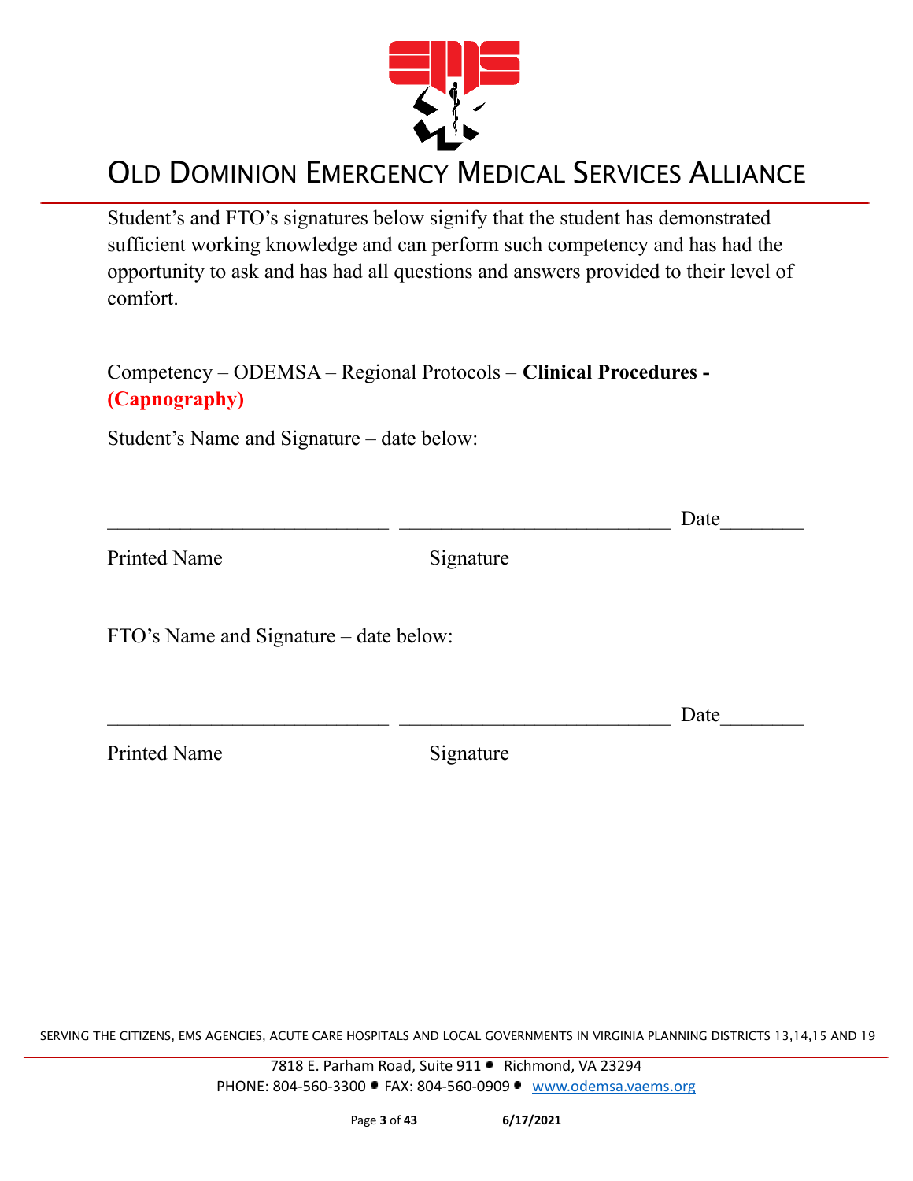Student's and FTO's signatures below signify that the student has demonstrated sufficient working knowledge and can perform such competency and has had the opportunity to ask and has had all questions and answers provided to their level of comfort.

Competency – ODEMSA – Regional Protocols – **Clinical Procedures - (Capnography)**

Student's Name and Signature – date below:

\_\_\_\_\_\_\_\_\_\_\_\_\_\_\_\_\_\_\_\_\_\_\_\_\_\_\_ \_\_\_\_\_\_\_\_\_\_\_\_\_\_\_\_\_\_\_\_\_\_\_\_\_\_ Date\_\_\_\_\_\_\_\_

Printed Name Signature

FTO's Name and Signature – date below:

\_\_\_\_\_\_\_\_\_\_\_\_\_\_\_\_\_\_\_\_\_\_\_\_\_\_\_ \_\_\_\_\_\_\_\_\_\_\_\_\_\_\_\_\_\_\_\_\_\_\_\_\_\_ Date\_\_\_\_\_\_\_\_

Printed Name Signature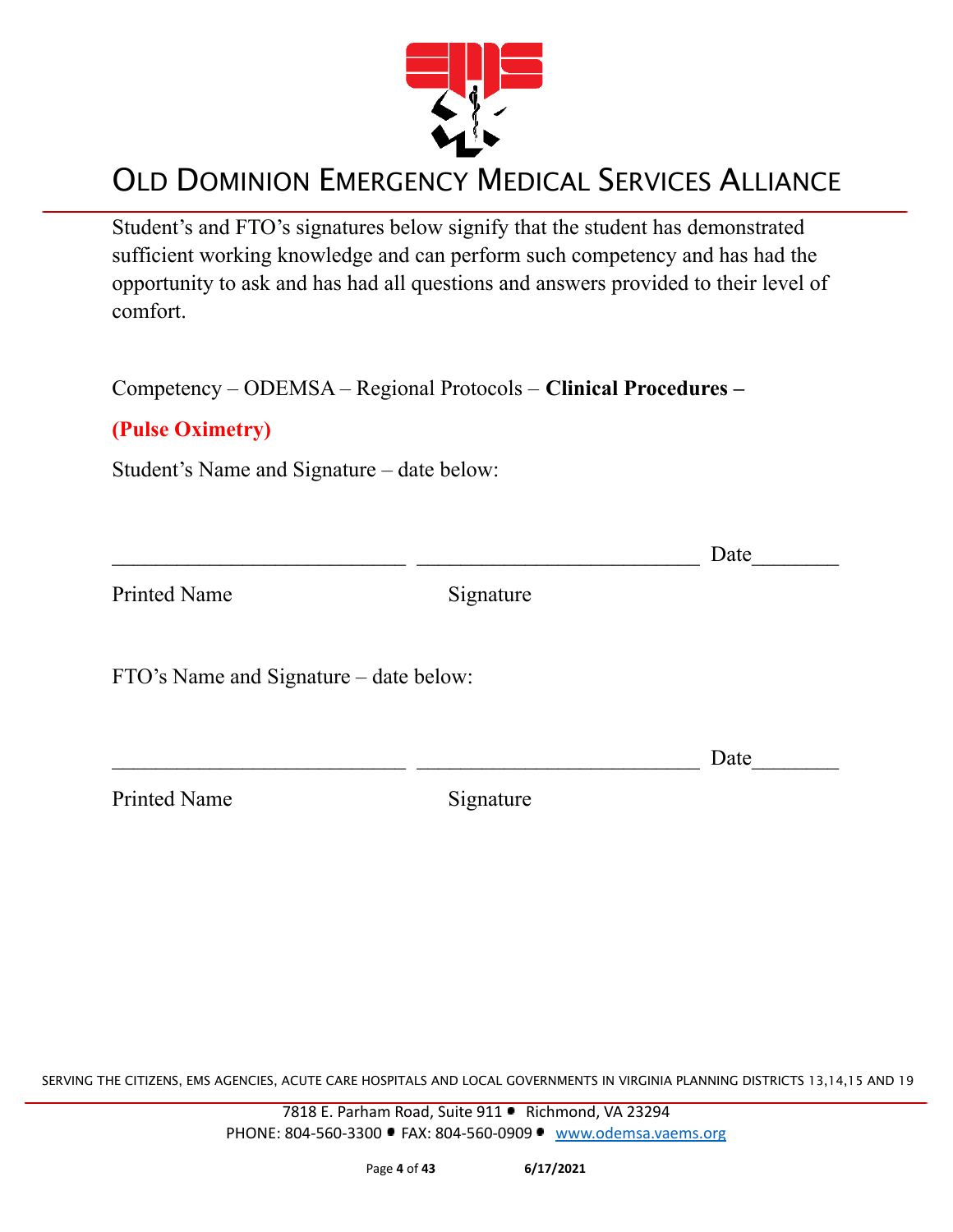# OLD DOMINION EMERGENCY MEDICAL SERVICES ALLIANCE

Student's and FTO's signatures below signify that the student has demonstrated sufficient working knowledge and can perform such competency and has had the opportunity to ask and has had all questions and answers provided to their level of comfort.

Competency – ODEMSA – Regional Protocols – **Clinical Procedures –**

**(Pulse Oximetry)**

Student's Name and Signature – date below:

\_\_\_\_\_\_\_\_\_\_\_\_\_\_\_\_\_\_\_\_\_\_\_\_\_\_\_\_ \_\_\_\_\_\_\_\_\_\_\_\_\_\_\_\_\_\_\_\_\_\_\_\_\_\_\_ Date\_\_\_\_\_\_\_\_

Printed Name Signature

FTO's Name and Signature – date below:

\_\_\_\_\_\_\_\_\_\_\_\_\_\_\_\_\_\_\_\_\_\_\_\_\_\_\_\_ \_\_\_\_\_\_\_\_\_\_\_\_\_\_\_\_\_\_\_\_\_\_\_\_\_\_\_ Date\_\_\_\_\_\_\_\_

Printed Name Signature

SERVING THE CITIZENS, EMS AGENCIES, ACUTE CARE HOSPITALS AND LOCAL GOVERNMENTS IN VIRGINIA PLANNING DISTRICTS 13,14,15 AND 19

7818 E. Parham Road, Suite 911 • Richmond, VA 23294
PHONE: 804-560-3300 • FAX: 804-560-0909 • www.odemsa.vaems.org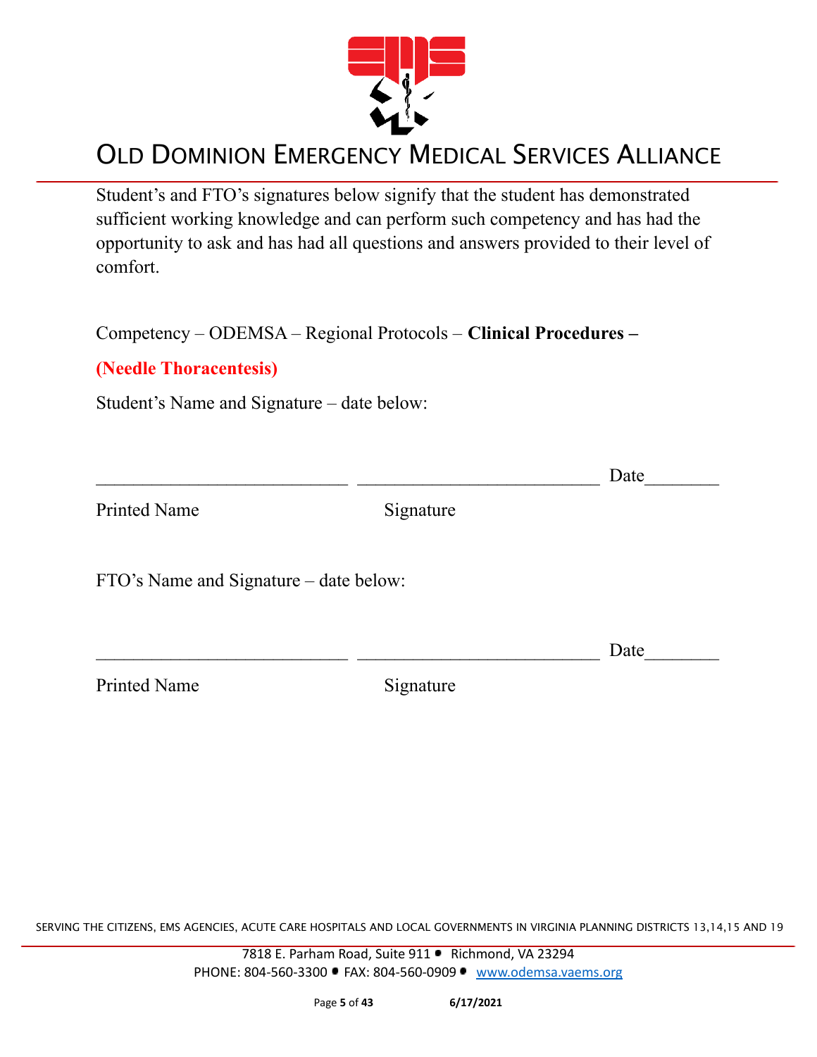Student's and FTO's signatures below signify that the student has demonstrated sufficient working knowledge and can perform such competency and has had the opportunity to ask and has had all questions and answers provided to their level of comfort.

Competency – ODEMSA – Regional Protocols – **Clinical Procedures –**

**(Needle Thoracentesis)**

Student's Name and Signature – date below:

\_\_\_\_\_\_\_\_\_\_\_\_\_\_\_\_\_\_\_\_\_\_\_\_\_\_\_ \_\_\_\_\_\_\_\_\_\_\_\_\_\_\_\_\_\_\_\_\_\_\_\_\_\_ Date\_\_\_\_\_\_\_\_

Printed Name Signature

FTO's Name and Signature – date below:

\_\_\_\_\_\_\_\_\_\_\_\_\_\_\_\_\_\_\_\_\_\_\_\_\_\_\_ \_\_\_\_\_\_\_\_\_\_\_\_\_\_\_\_\_\_\_\_\_\_\_\_\_\_ Date\_\_\_\_\_\_\_\_

Printed Name Signature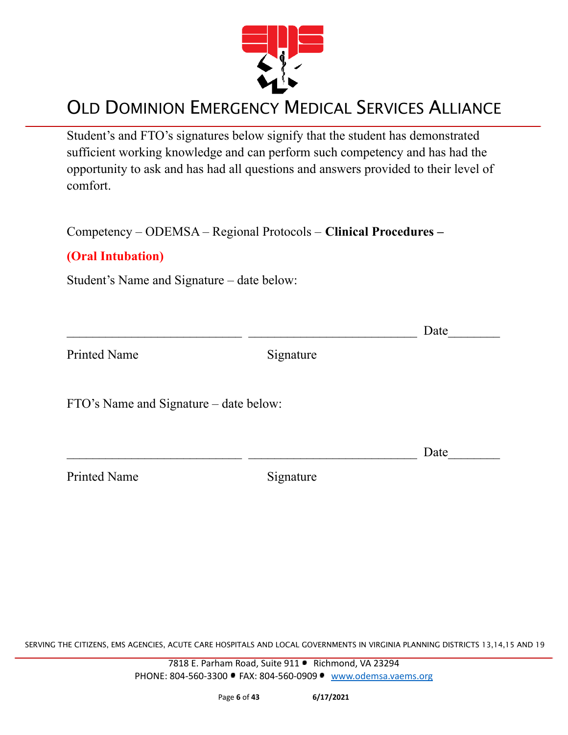# OLD DOMINION EMERGENCY MEDICAL SERVICES ALLIANCE

Student's and FTO's signatures below signify that the student has demonstrated sufficient working knowledge and can perform such competency and has had the opportunity to ask and has had all questions and answers provided to their level of comfort.

Competency – ODEMSA – Regional Protocols – **Clinical Procedures –**

**(Oral Intubation)**

Student's Name and Signature – date below:

___________________________ ___________________________ Date________

Printed Name Signature

FTO's Name and Signature – date below:

___________________________ ___________________________ Date________

Printed Name Signature

SERVING THE CITIZENS, EMS AGENCIES, ACUTE CARE HOSPITALS AND LOCAL GOVERNMENTS IN VIRGINIA PLANNING DISTRICTS 13,14,15 AND 19

7818 E. Parham Road, Suite 911 • Richmond, VA 23294
PHONE: 804-560-3300 • FAX: 804-560-0909 • www.odemsa.vaems.org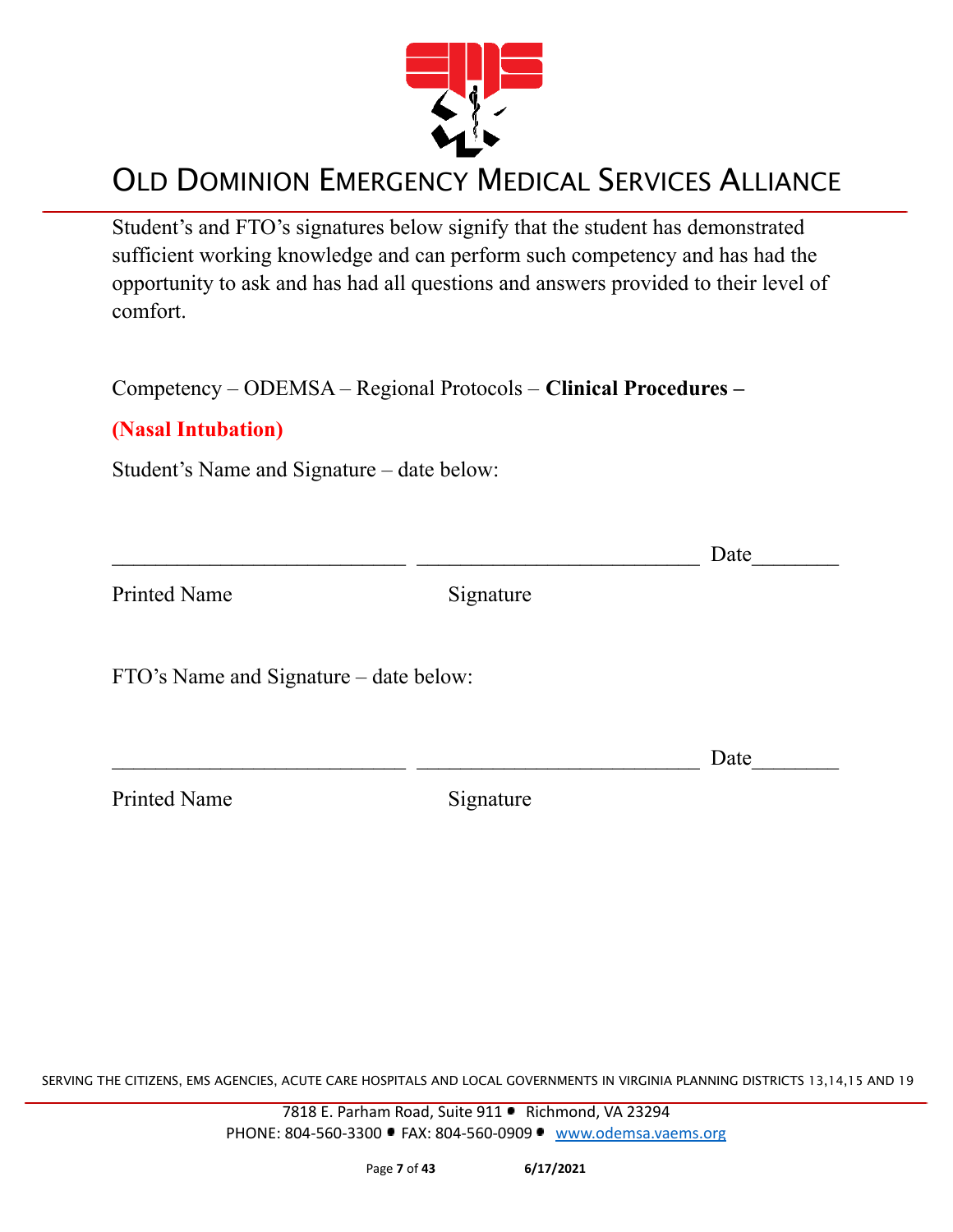Student's and FTO's signatures below signify that the student has demonstrated sufficient working knowledge and can perform such competency and has had the opportunity to ask and has had all questions and answers provided to their level of comfort.

Competency – ODEMSA – Regional Protocols – **Clinical Procedures –**

**(Nasal Intubation)**

Student's Name and Signature – date below:

___________________________ ___________________________ Date________

Printed Name Signature

FTO's Name and Signature – date below:

___________________________ ___________________________ Date________

Printed Name Signature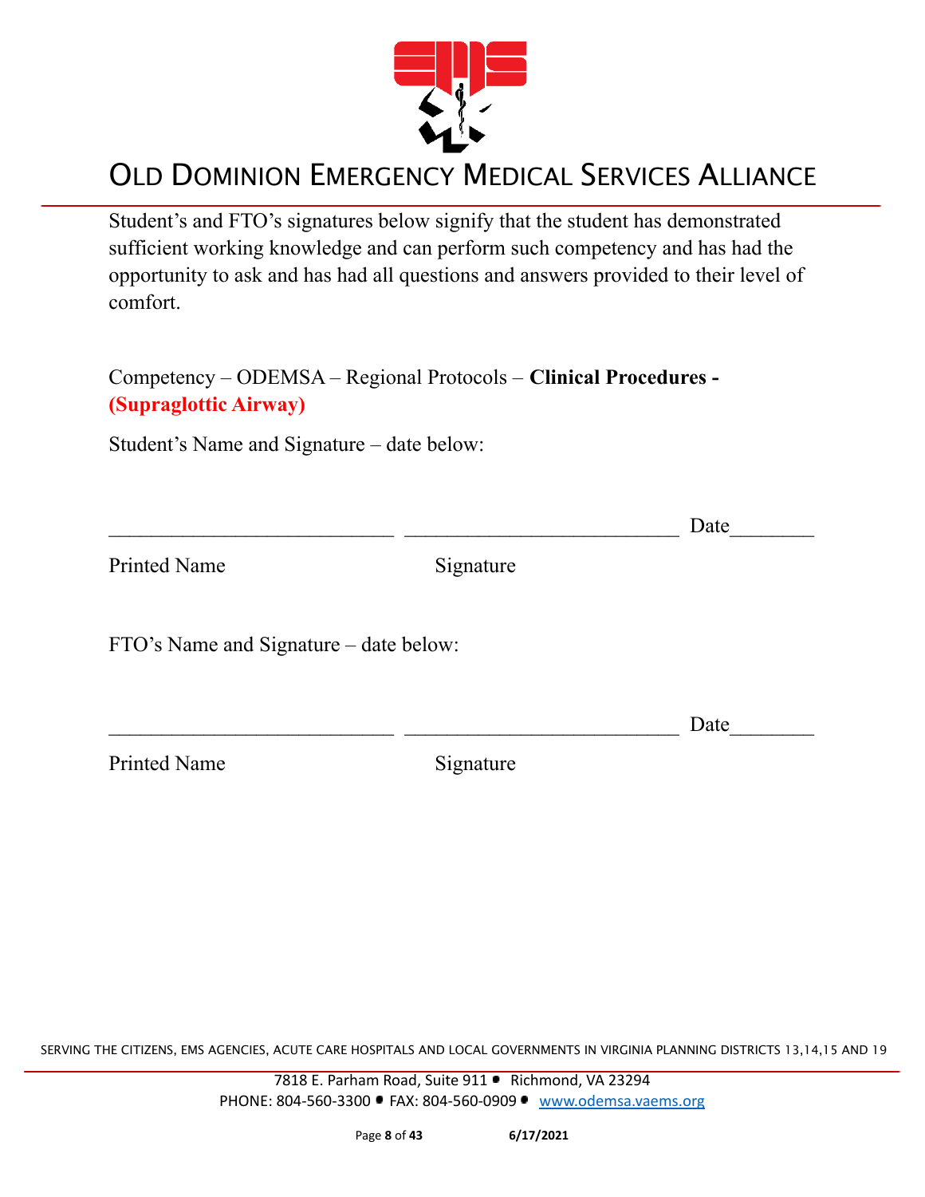Student's and FTO's signatures below signify that the student has demonstrated sufficient working knowledge and can perform such competency and has had the opportunity to ask and has had all questions and answers provided to their level of comfort.

Competency – ODEMSA – Regional Protocols – **Clinical Procedures - (Supraglottic Airway)**

Student's Name and Signature – date below:

___________________________ ___________________________ Date________

Printed Name Signature

FTO's Name and Signature – date below:

___________________________ ___________________________ Date________

Printed Name Signature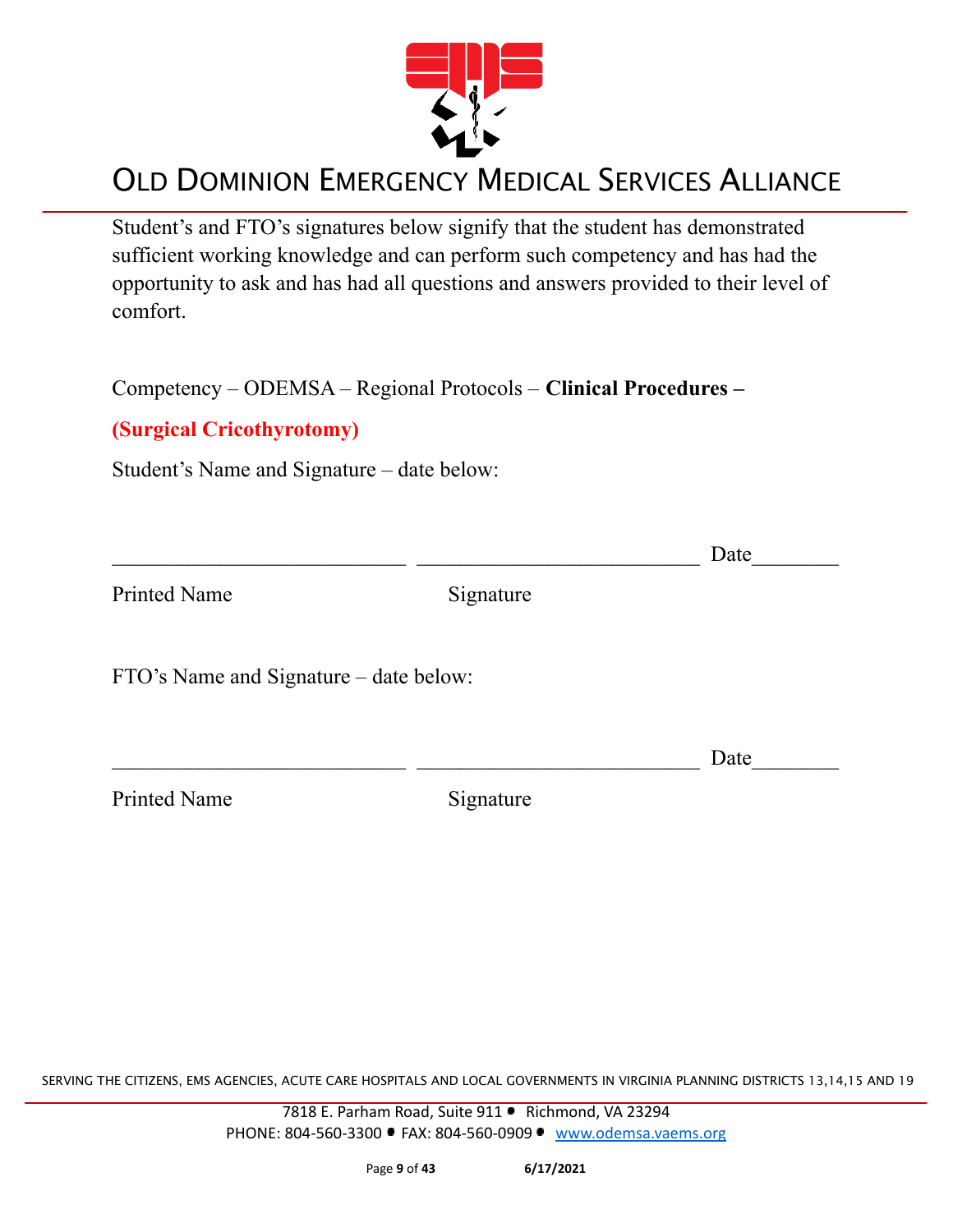Student's and FTO's signatures below signify that the student has demonstrated sufficient working knowledge and can perform such competency and has had the opportunity to ask and has had all questions and answers provided to their level of comfort.

Competency – ODEMSA – Regional Protocols – **Clinical Procedures –**

**(Surgical Cricothyrotomy)**

Student's Name and Signature – date below:

___________________________ ___________________________ Date________

Printed Name Signature

FTO's Name and Signature – date below:

___________________________ ___________________________ Date________

Printed Name Signature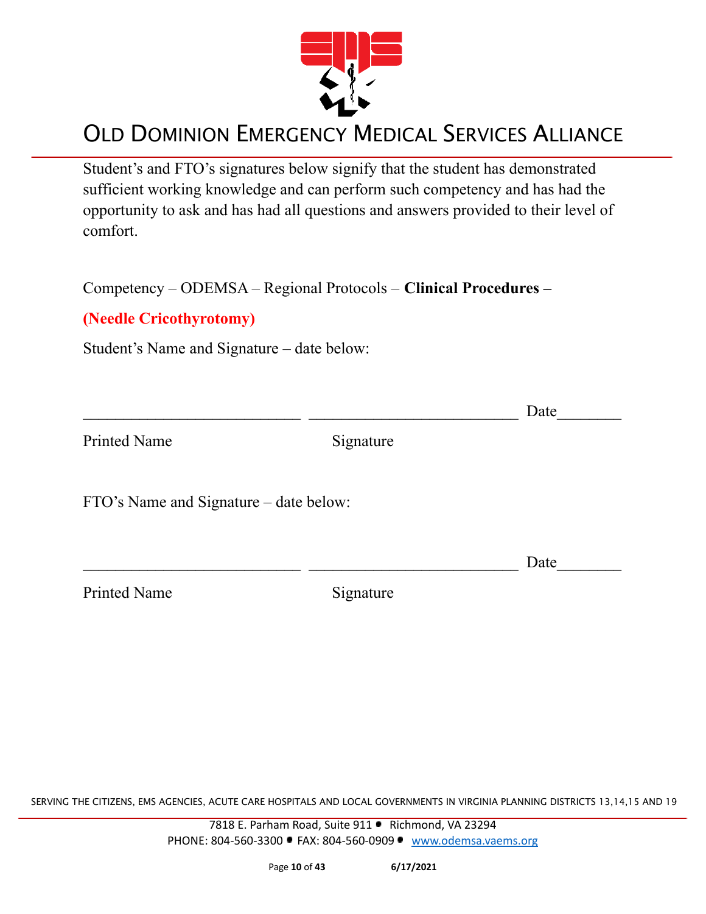# OLD DOMINION EMERGENCY MEDICAL SERVICES ALLIANCE

Student's and FTO's signatures below signify that the student has demonstrated sufficient working knowledge and can perform such competency and has had the opportunity to ask and has had all questions and answers provided to their level of comfort.

Competency – ODEMSA – Regional Protocols – **Clinical Procedures –**

**(Needle Cricothyrotomy)**

Student's Name and Signature – date below:

___________________________ __________________________ Date________

Printed Name Signature

FTO's Name and Signature – date below:

___________________________ __________________________ Date________

Printed Name Signature

SERVING THE CITIZENS, EMS AGENCIES, ACUTE CARE HOSPITALS AND LOCAL GOVERNMENTS IN VIRGINIA PLANNING DISTRICTS 13,14,15 AND 19

7818 E. Parham Road, Suite 911 • Richmond, VA 23294
PHONE: 804-560-3300 • FAX: 804-560-0909 • www.odemsa.vaems.org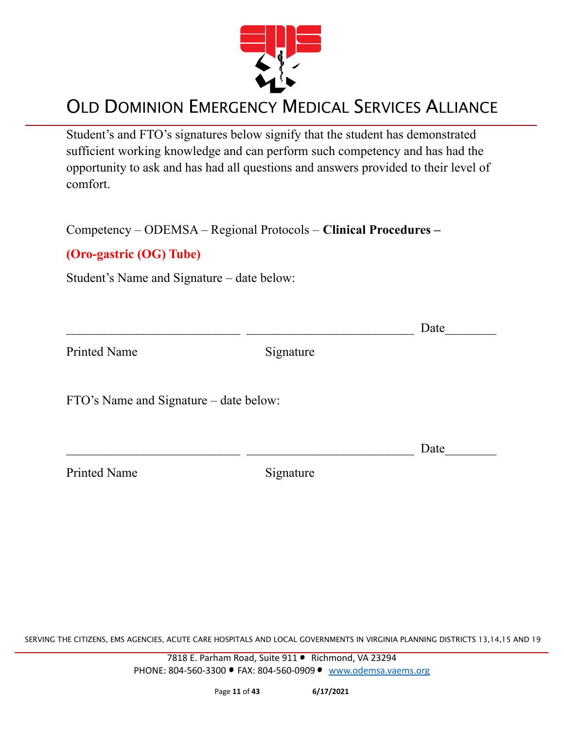Student's and FTO's signatures below signify that the student has demonstrated sufficient working knowledge and can perform such competency and has had the opportunity to ask and has had all questions and answers provided to their level of comfort.

Competency – ODEMSA – Regional Protocols – **Clinical Procedures –**

**(Oro-gastric (OG) Tube)**

Student's Name and Signature – date below:

\_\_\_\_\_\_\_\_\_\_\_\_\_\_\_\_\_\_\_\_\_\_\_\_\_\_\_\_ \_\_\_\_\_\_\_\_\_\_\_\_\_\_\_\_\_\_\_\_\_\_\_\_\_\_\_ Date\_\_\_\_\_\_\_\_

Printed Name Signature

FTO's Name and Signature – date below:

\_\_\_\_\_\_\_\_\_\_\_\_\_\_\_\_\_\_\_\_\_\_\_\_\_\_\_\_ \_\_\_\_\_\_\_\_\_\_\_\_\_\_\_\_\_\_\_\_\_\_\_\_\_\_\_ Date\_\_\_\_\_\_\_\_

Printed Name Signature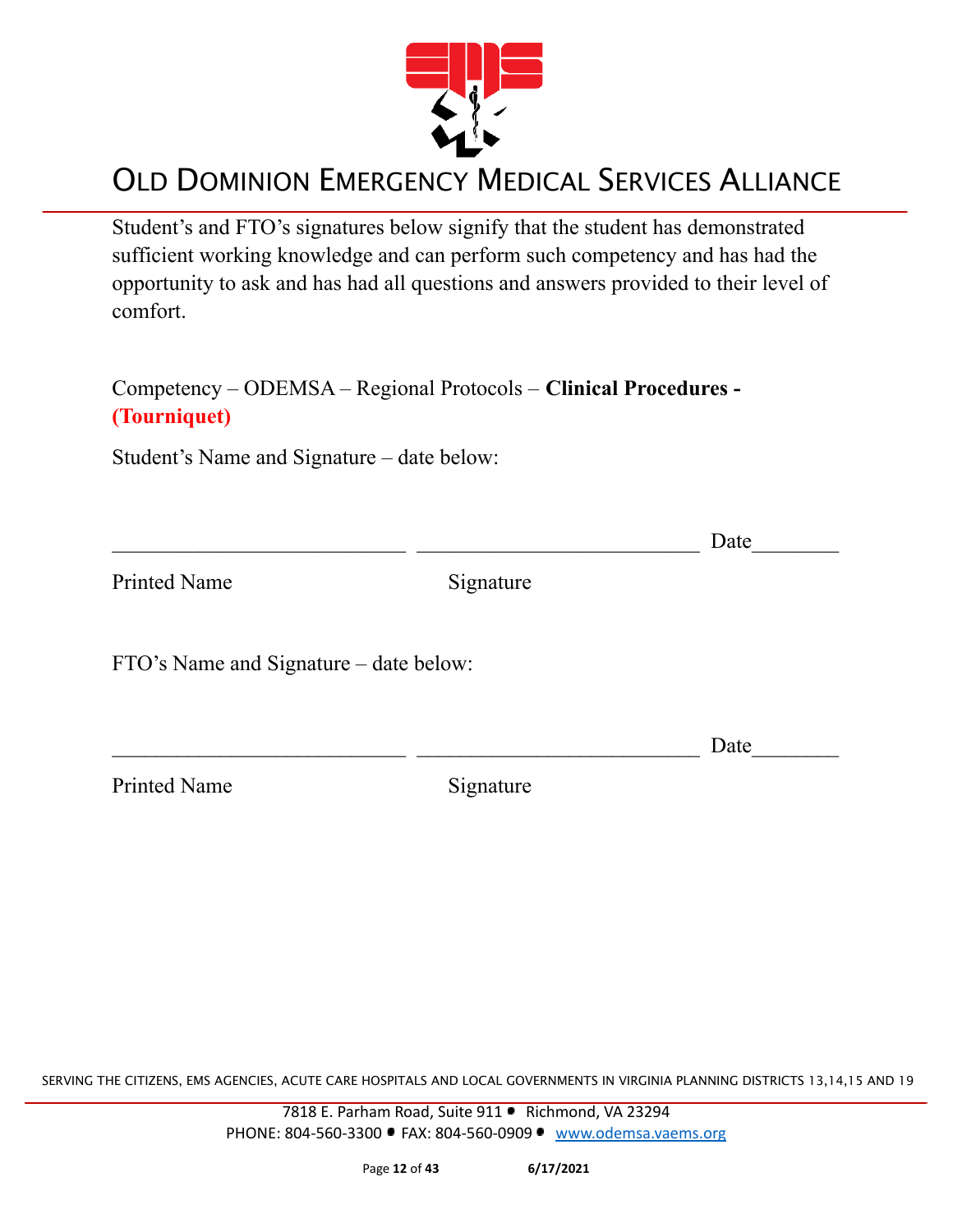Student's and FTO's signatures below signify that the student has demonstrated sufficient working knowledge and can perform such competency and has had the opportunity to ask and has had all questions and answers provided to their level of comfort.

Competency – ODEMSA – Regional Protocols – **Clinical Procedures - (Tourniquet)**

Student's Name and Signature – date below:

___________________________ ___________________________ Date________

Printed Name Signature

FTO's Name and Signature – date below:

___________________________ ___________________________ Date________

Printed Name Signature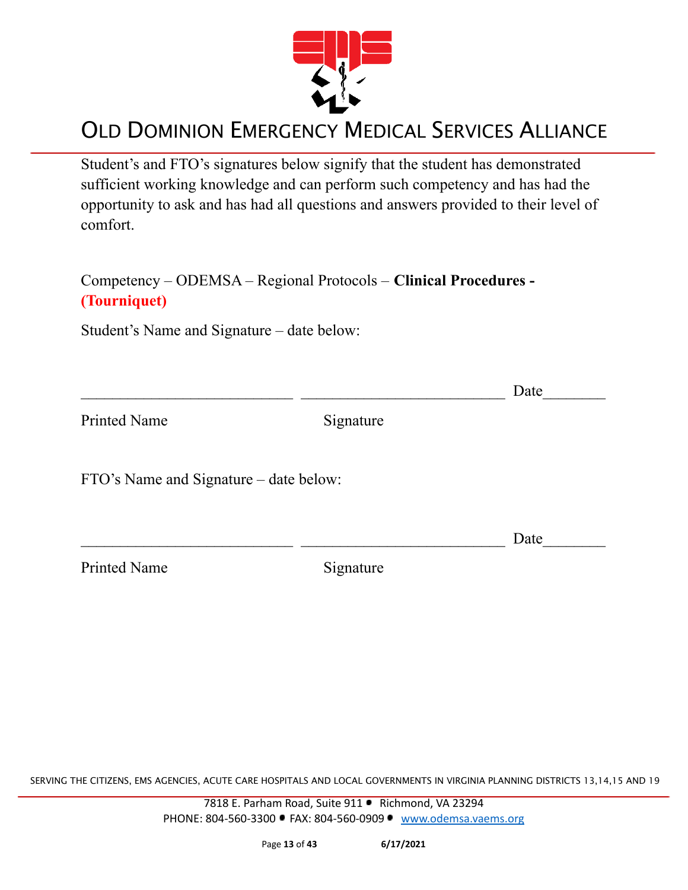# OLD DOMINION EMERGENCY MEDICAL SERVICES ALLIANCE

Student's and FTO's signatures below signify that the student has demonstrated sufficient working knowledge and can perform such competency and has had the opportunity to ask and has had all questions and answers provided to their level of comfort.

Competency – ODEMSA – Regional Protocols – **Clinical Procedures - (Tourniquet)**

Student's Name and Signature – date below:

___________________________ ___________________________ Date________

Printed Name Signature

FTO's Name and Signature – date below:

___________________________ ___________________________ Date________

Printed Name Signature

SERVING THE CITIZENS, EMS AGENCIES, ACUTE CARE HOSPITALS AND LOCAL GOVERNMENTS IN VIRGINIA PLANNING DISTRICTS 13,14,15 AND 19

7818 E. Parham Road, Suite 911 • Richmond, VA 23294
PHONE: 804-560-3300 • FAX: 804-560-0909 • www.odemsa.vaems.org

6/17/2021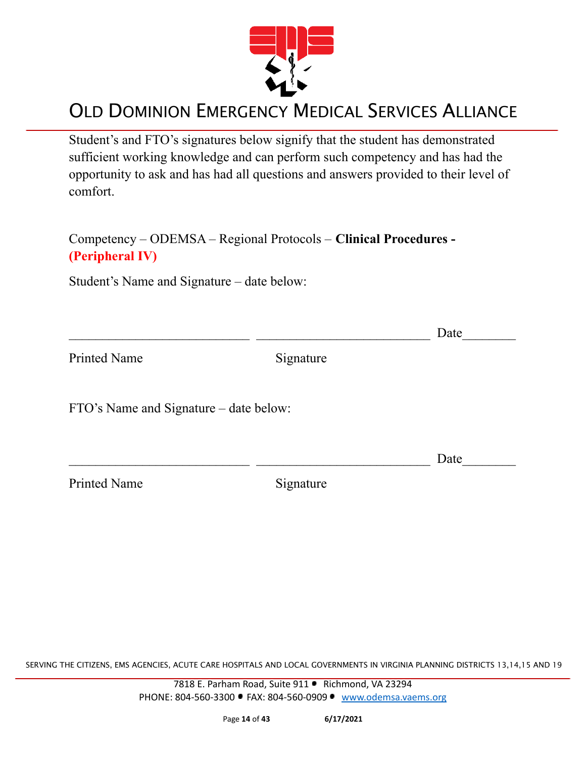Student's and FTO's signatures below signify that the student has demonstrated sufficient working knowledge and can perform such competency and has had the opportunity to ask and has had all questions and answers provided to their level of comfort.

Competency – ODEMSA – Regional Protocols – **Clinical Procedures - (Peripheral IV)**

Student's Name and Signature – date below:

___________________________ ___________________________ Date________

Printed Name Signature

FTO's Name and Signature – date below:

___________________________ ___________________________ Date________

Printed Name Signature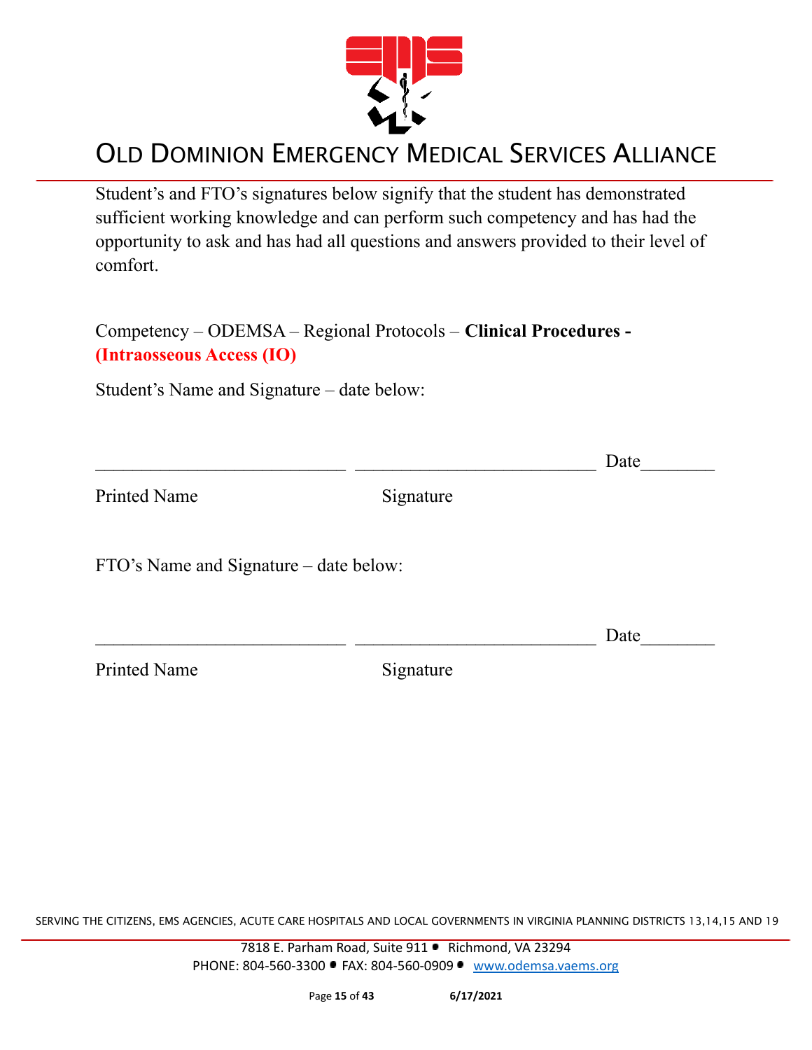# OLD DOMINION EMERGENCY MEDICAL SERVICES ALLIANCE

Student's and FTO's signatures below signify that the student has demonstrated sufficient working knowledge and can perform such competency and has had the opportunity to ask and has had all questions and answers provided to their level of comfort.

Competency – ODEMSA – Regional Protocols – **Clinical Procedures - (Intraosseous Access (IO)**

Student's Name and Signature – date below:

___________________________ __________________________ Date________

Printed Name                                        Signature

FTO's Name and Signature – date below:

___________________________ __________________________ Date________

Printed Name                                        Signature

SERVING THE CITIZENS, EMS AGENCIES, ACUTE CARE HOSPITALS AND LOCAL GOVERNMENTS IN VIRGINIA PLANNING DISTRICTS 13,14,15 AND 19

7818 E. Parham Road, Suite 911 • Richmond, VA 23294
PHONE: 804-560-3300 • FAX: 804-560-0909 • www.odemsa.vaems.org

6/17/2021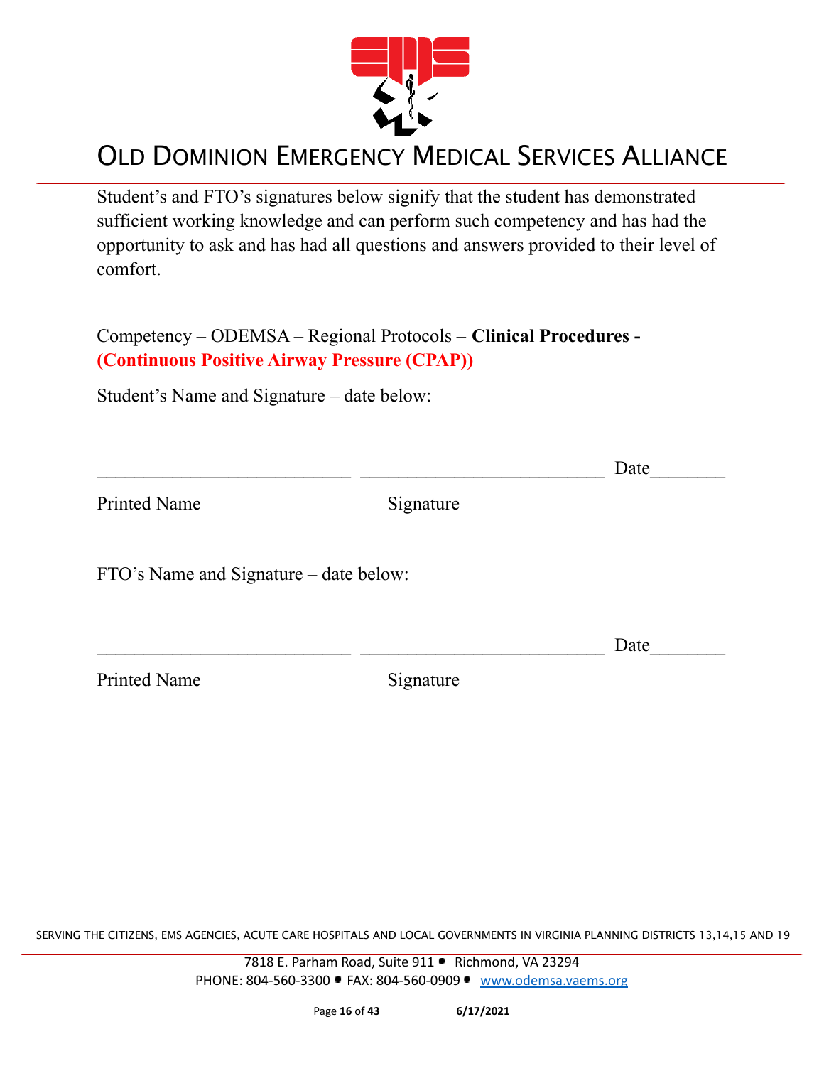Student's and FTO's signatures below signify that the student has demonstrated sufficient working knowledge and can perform such competency and has had the opportunity to ask and has had all questions and answers provided to their level of comfort.

Competency – ODEMSA – Regional Protocols – **Clinical Procedures - (Continuous Positive Airway Pressure (CPAP))**

Student's Name and Signature – date below:

___________________________ ___________________________ Date________

Printed Name                                        Signature

FTO's Name and Signature – date below:

___________________________ ___________________________ Date________

Printed Name                                        Signature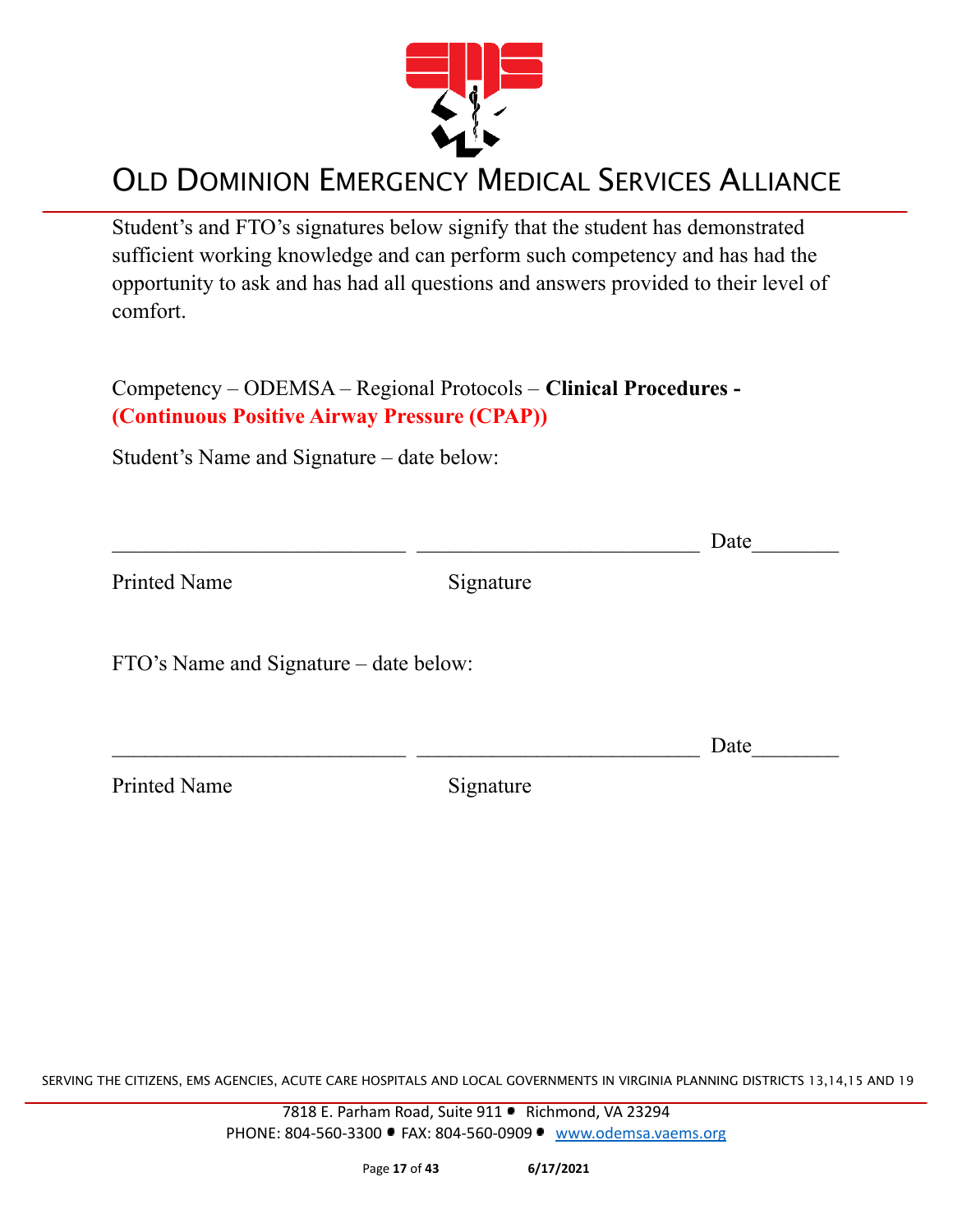Student's and FTO's signatures below signify that the student has demonstrated sufficient working knowledge and can perform such competency and has had the opportunity to ask and has had all questions and answers provided to their level of comfort.

Competency – ODEMSA – Regional Protocols – **Clinical Procedures - (Continuous Positive Airway Pressure (CPAP))**

Student's Name and Signature – date below:

___________________________ ___________________________ Date________

Printed Name Signature

FTO's Name and Signature – date below:

___________________________ ___________________________ Date________

Printed Name Signature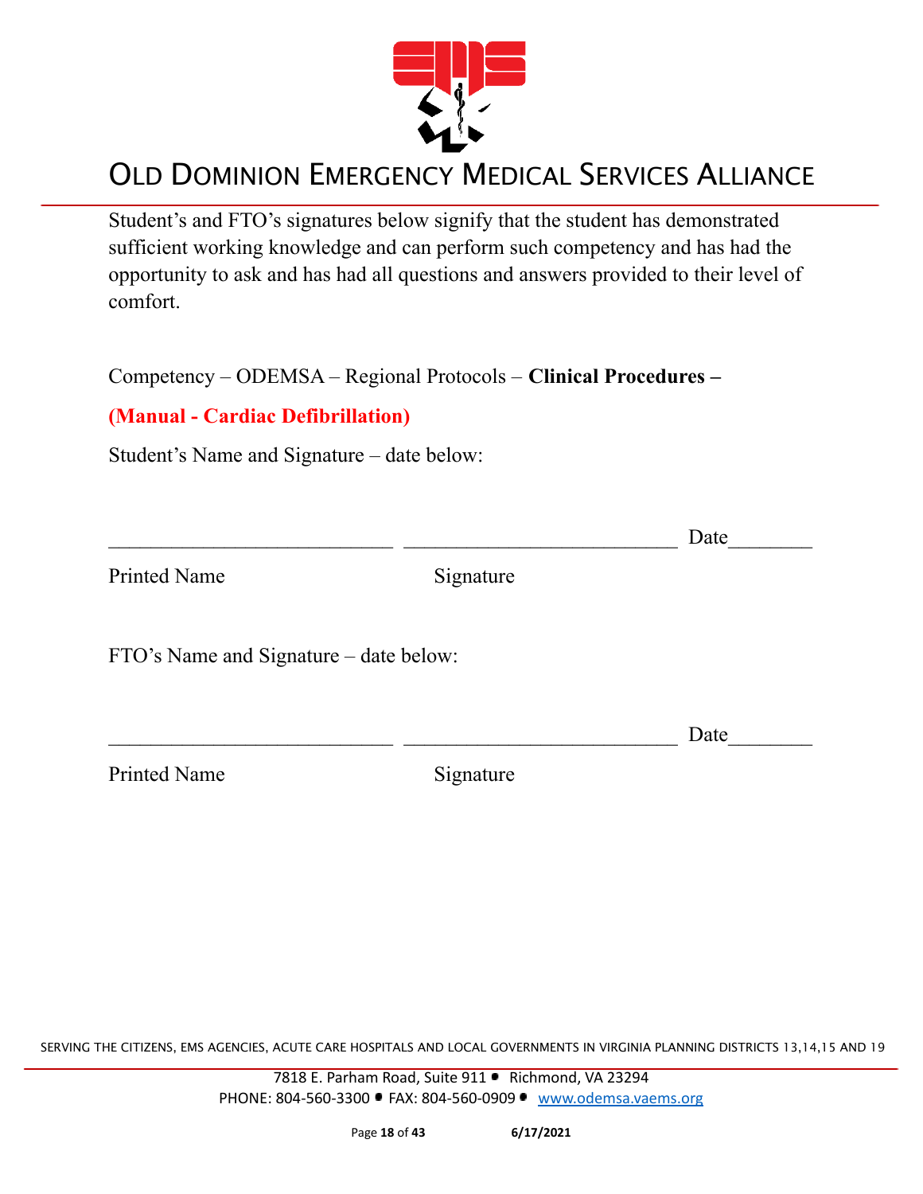# OLD DOMINION EMERGENCY MEDICAL SERVICES ALLIANCE

Student's and FTO's signatures below signify that the student has demonstrated sufficient working knowledge and can perform such competency and has had the opportunity to ask and has had all questions and answers provided to their level of comfort.

Competency – ODEMSA – Regional Protocols – **Clinical Procedures –**

**(Manual - Cardiac Defibrillation)**

Student's Name and Signature – date below:

___________________________ ___________________________ Date________

Printed Name                                        Signature

FTO's Name and Signature – date below:

___________________________ ___________________________ Date________

Printed Name                                        Signature

SERVING THE CITIZENS, EMS AGENCIES, ACUTE CARE HOSPITALS AND LOCAL GOVERNMENTS IN VIRGINIA PLANNING DISTRICTS 13,14,15 AND 19

7818 E. Parham Road, Suite 911 • Richmond, VA 23294
PHONE: 804-560-3300 • FAX: 804-560-0909 • www.odemsa.vaems.org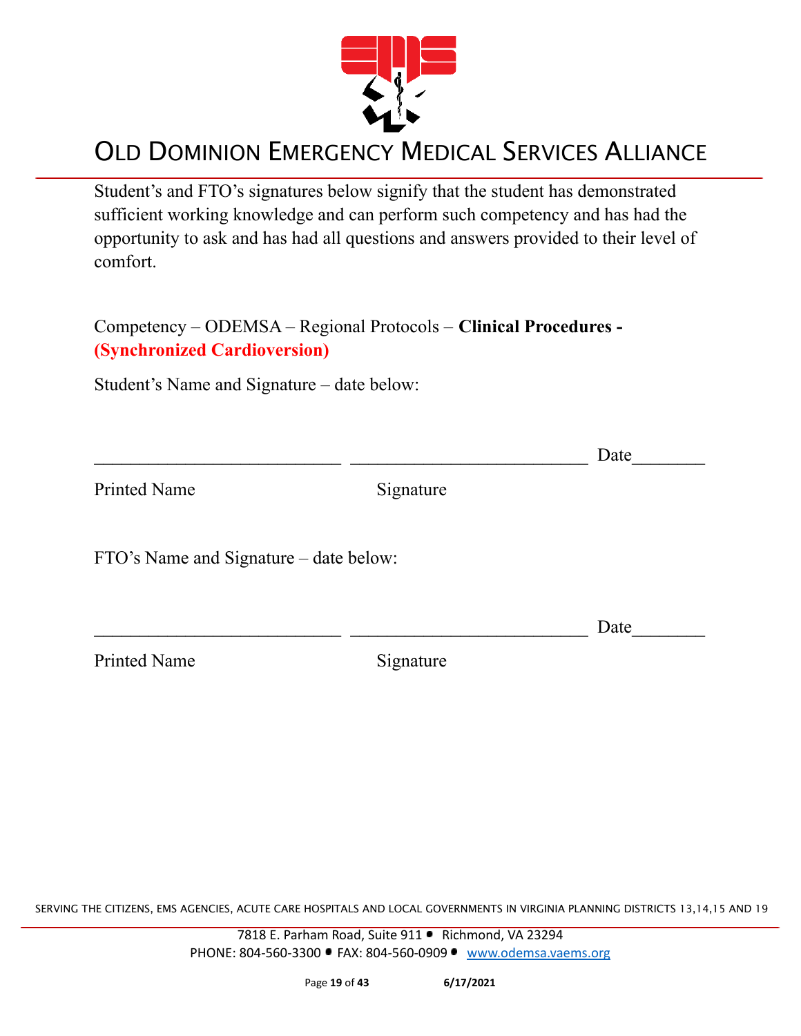Student's and FTO's signatures below signify that the student has demonstrated sufficient working knowledge and can perform such competency and has had the opportunity to ask and has had all questions and answers provided to their level of comfort.

Competency – ODEMSA – Regional Protocols – **Clinical Procedures - (Synchronized Cardioversion)**

Student's Name and Signature – date below:

___________________________ ___________________________ Date________

Printed Name Signature

FTO's Name and Signature – date below:

___________________________ ___________________________ Date________

Printed Name Signature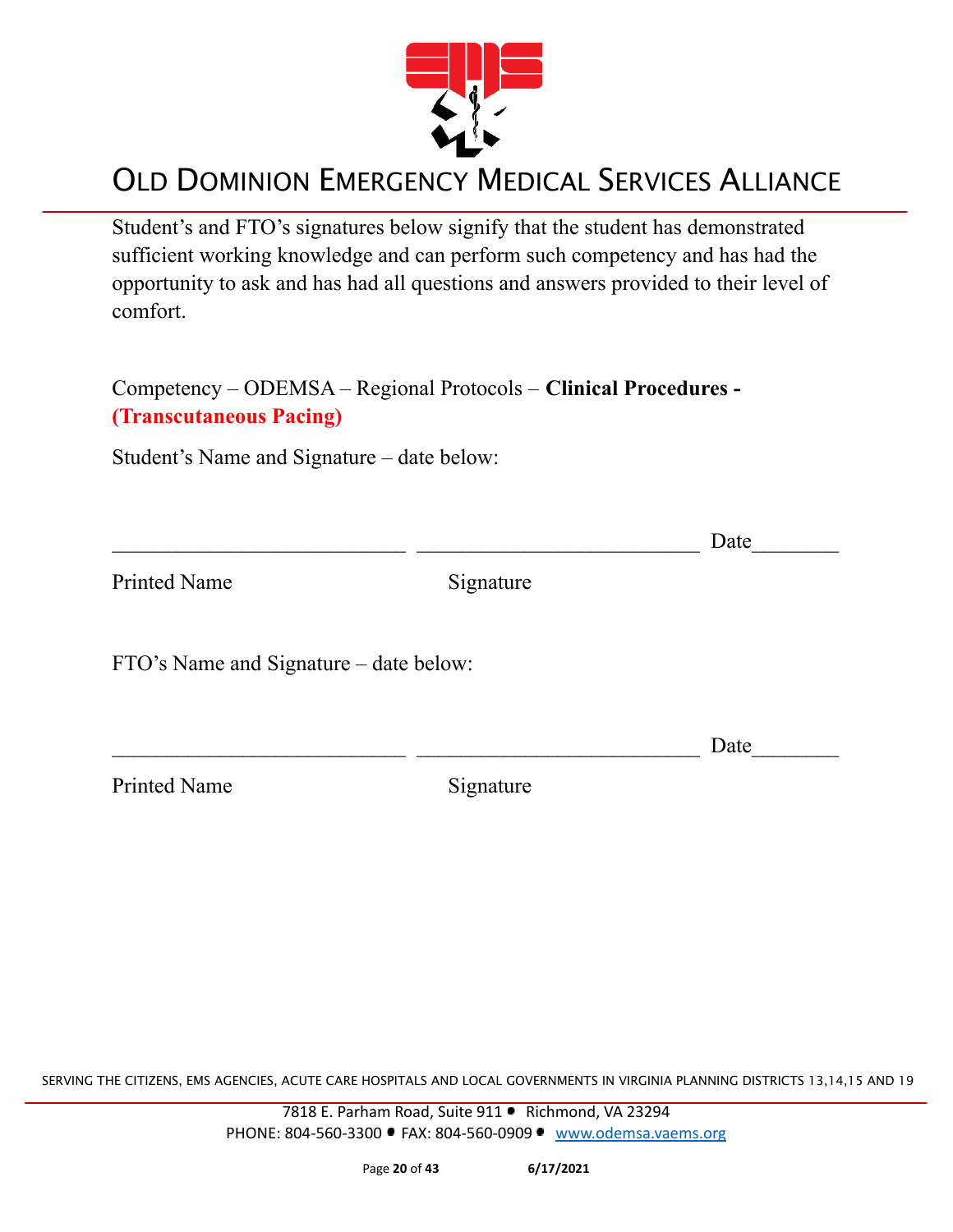Student's and FTO's signatures below signify that the student has demonstrated sufficient working knowledge and can perform such competency and has had the opportunity to ask and has had all questions and answers provided to their level of comfort.

Competency – ODEMSA – Regional Protocols – **Clinical Procedures - (Transcutaneous Pacing)**

Student's Name and Signature – date below:

___________________________ ___________________________ Date________

Printed Name Signature

FTO's Name and Signature – date below:

___________________________ ___________________________ Date________

Printed Name Signature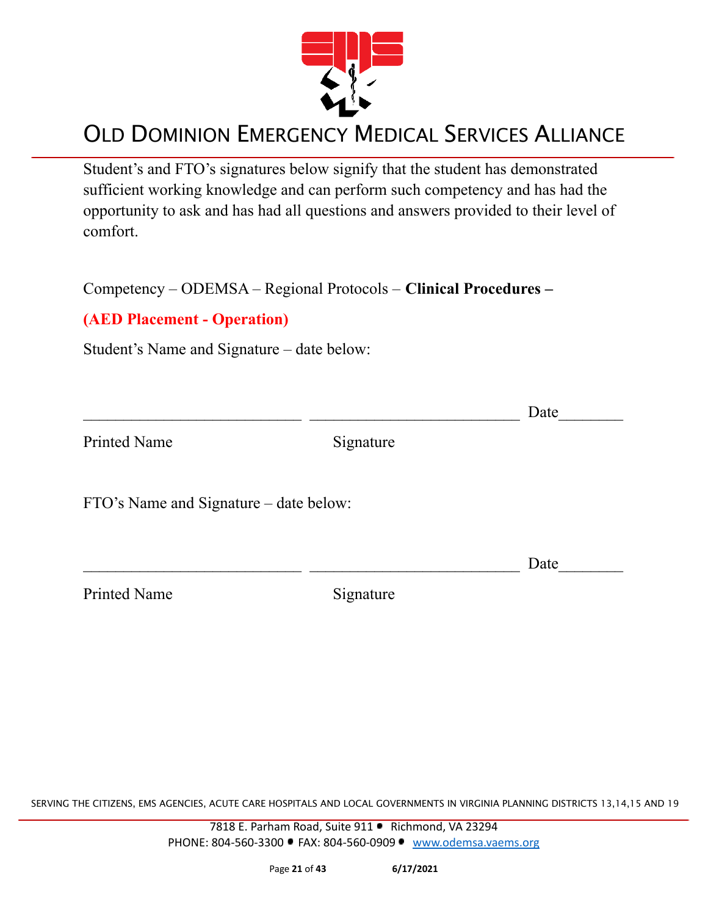Student's and FTO's signatures below signify that the student has demonstrated sufficient working knowledge and can perform such competency and has had the opportunity to ask and has had all questions and answers provided to their level of comfort.

Competency – ODEMSA – Regional Protocols – **Clinical Procedures –**

**(AED Placement - Operation)**

Student's Name and Signature – date below:

___________________________ ___________________________ Date________

Printed Name                                        Signature

FTO's Name and Signature – date below:

___________________________ ___________________________ Date________

Printed Name                                        Signature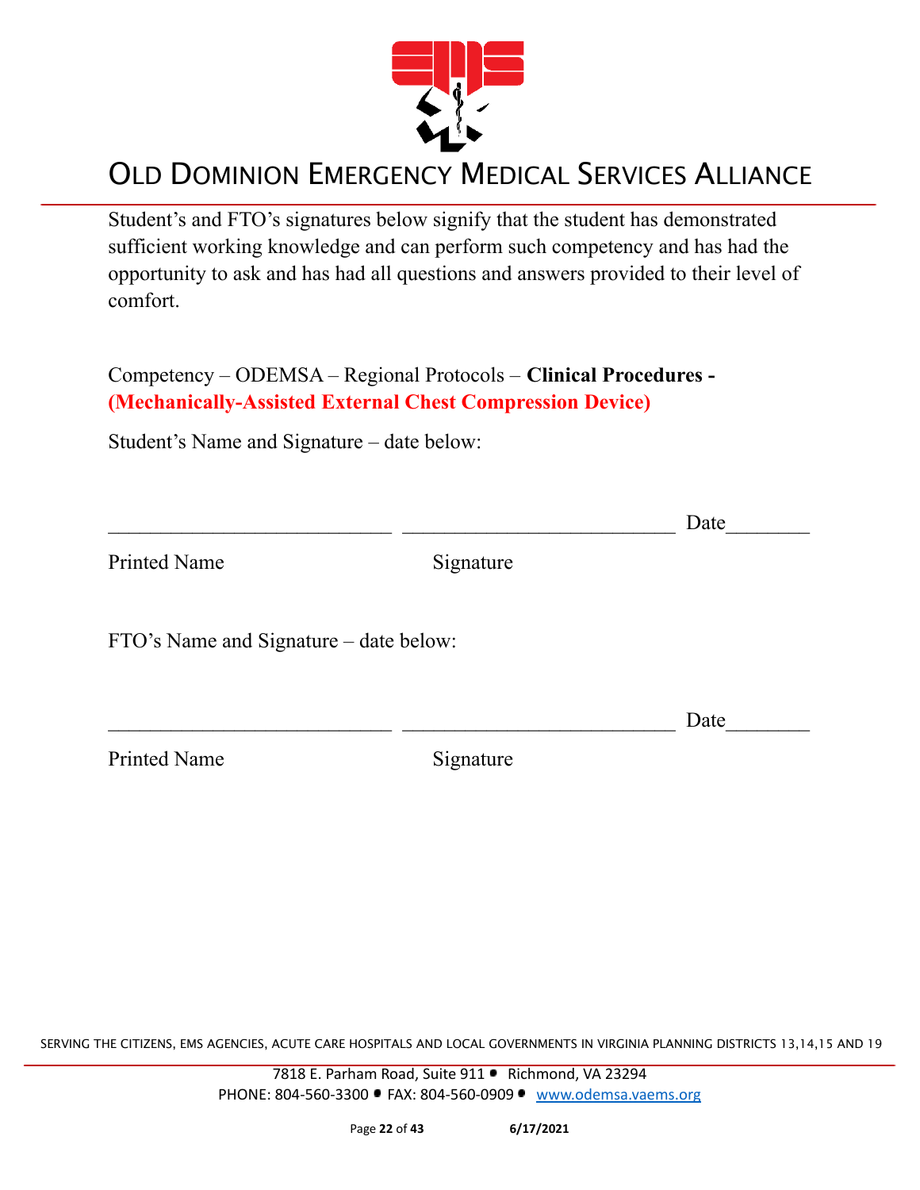Student's and FTO's signatures below signify that the student has demonstrated sufficient working knowledge and can perform such competency and has had the opportunity to ask and has had all questions and answers provided to their level of comfort.

Competency – ODEMSA – Regional Protocols – **Clinical Procedures - (Mechanically-Assisted External Chest Compression Device)**

Student's Name and Signature – date below:

___________________________ ___________________________ Date________

Printed Name Signature

FTO's Name and Signature – date below:

___________________________ ___________________________ Date________

Printed Name Signature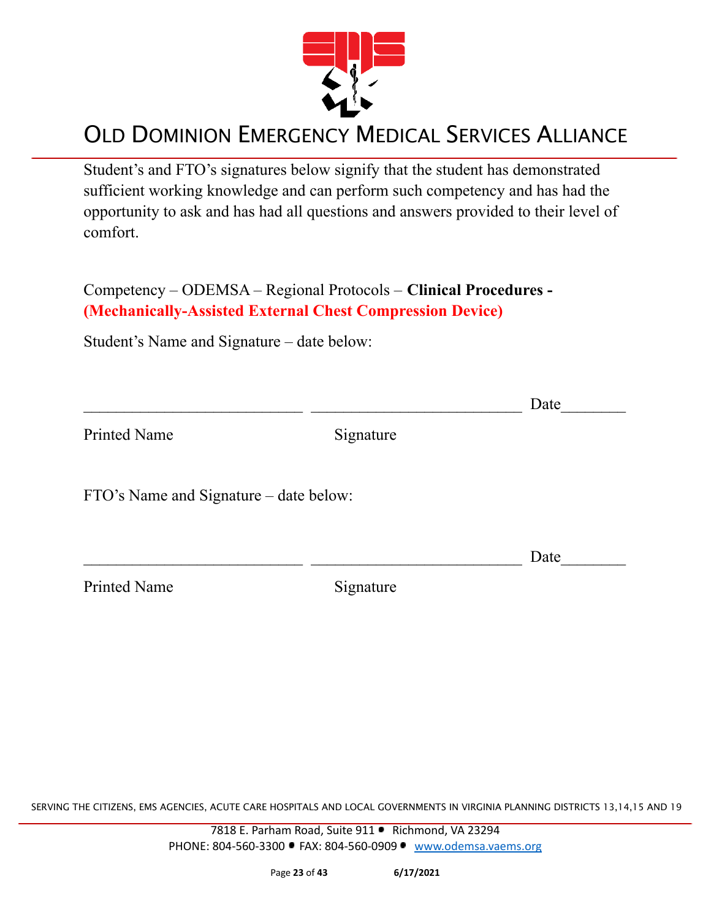# OLD DOMINION EMERGENCY MEDICAL SERVICES ALLIANCE

Student's and FTO's signatures below signify that the student has demonstrated sufficient working knowledge and can perform such competency and has had the opportunity to ask and has had all questions and answers provided to their level of comfort.

Competency – ODEMSA – Regional Protocols – **Clinical Procedures - (Mechanically-Assisted External Chest Compression Device)**

Student's Name and Signature – date below:

___________________________ ___________________________ Date________

Printed Name Signature

FTO's Name and Signature – date below:

___________________________ ___________________________ Date________

Printed Name Signature

SERVING THE CITIZENS, EMS AGENCIES, ACUTE CARE HOSPITALS AND LOCAL GOVERNMENTS IN VIRGINIA PLANNING DISTRICTS 13,14,15 AND 19

7818 E. Parham Road, Suite 911 • Richmond, VA 23294
PHONE: 804-560-3300 • FAX: 804-560-0909 • www.odemsa.vaems.org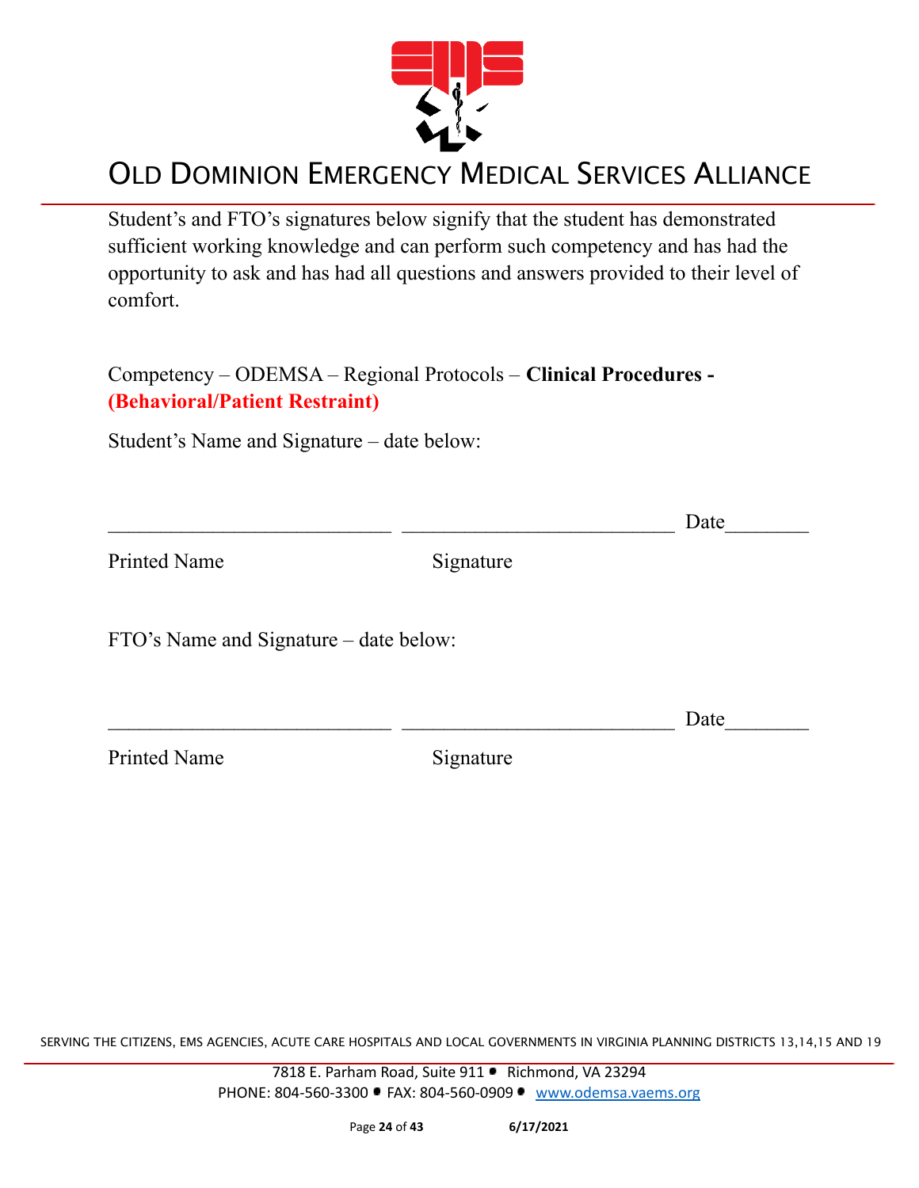Student's and FTO's signatures below signify that the student has demonstrated sufficient working knowledge and can perform such competency and has had the opportunity to ask and has had all questions and answers provided to their level of comfort.

Competency – ODEMSA – Regional Protocols – **Clinical Procedures - (Behavioral/Patient Restraint)**

Student's Name and Signature – date below:

\_\_\_\_\_\_\_\_\_\_\_\_\_\_\_\_\_\_\_\_\_\_\_\_\_\_\_ \_\_\_\_\_\_\_\_\_\_\_\_\_\_\_\_\_\_\_\_\_\_\_\_\_\_ Date\_\_\_\_\_\_\_\_

Printed Name Signature

FTO's Name and Signature – date below:

\_\_\_\_\_\_\_\_\_\_\_\_\_\_\_\_\_\_\_\_\_\_\_\_\_\_\_ \_\_\_\_\_\_\_\_\_\_\_\_\_\_\_\_\_\_\_\_\_\_\_\_\_\_ Date\_\_\_\_\_\_\_\_

Printed Name Signature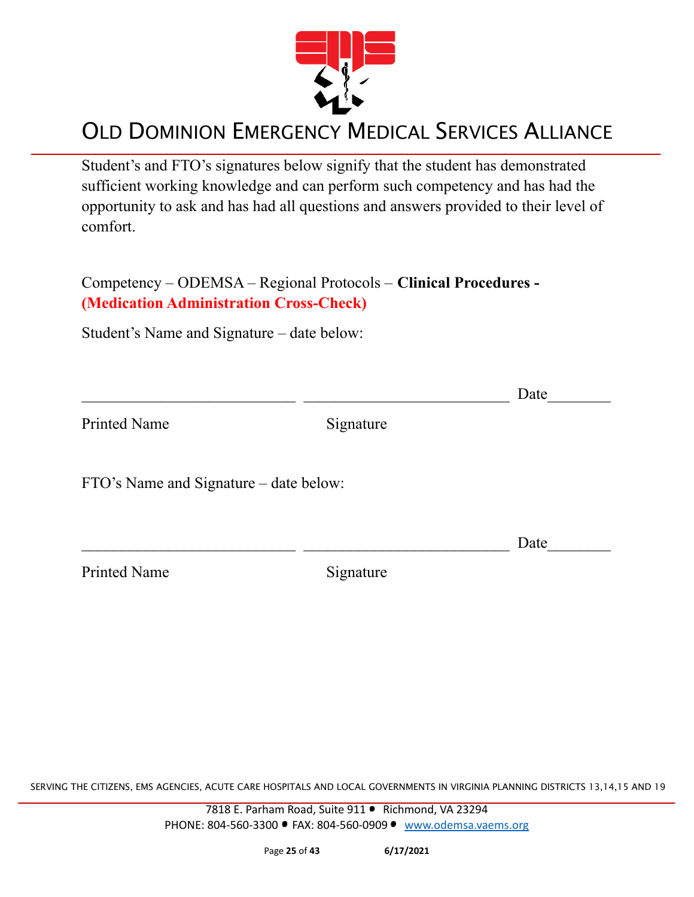Student's and FTO's signatures below signify that the student has demonstrated sufficient working knowledge and can perform such competency and has had the opportunity to ask and has had all questions and answers provided to their level of comfort.

Competency – ODEMSA – Regional Protocols – **Clinical Procedures - (Medication Administration Cross-Check)**

Student's Name and Signature – date below:

___________________________ __________________________ Date________

Printed Name                                   Signature

FTO's Name and Signature – date below:

___________________________ __________________________ Date________

Printed Name                                   Signature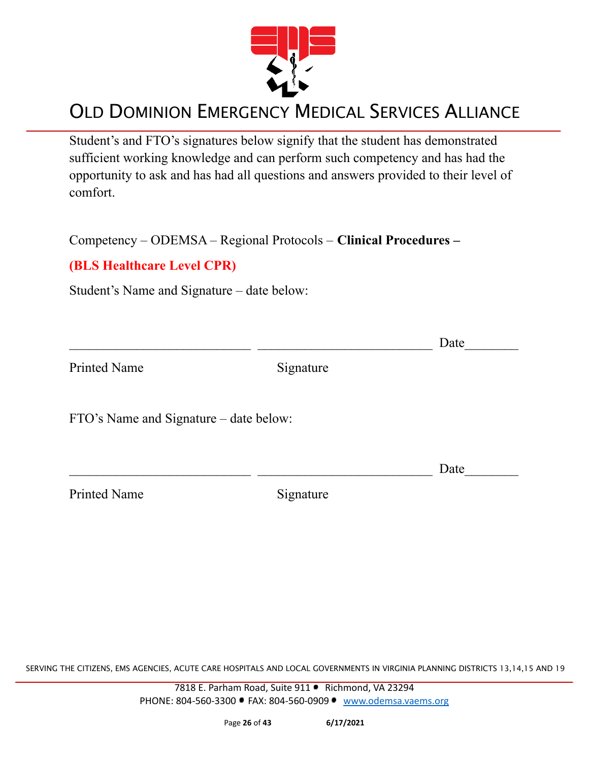Student's and FTO's signatures below signify that the student has demonstrated sufficient working knowledge and can perform such competency and has had the opportunity to ask and has had all questions and answers provided to their level of comfort.

Competency – ODEMSA – Regional Protocols – **Clinical Procedures –**

**(BLS Healthcare Level CPR)**

Student's Name and Signature – date below:

\_\_\_\_\_\_\_\_\_\_\_\_\_\_\_\_\_\_\_\_\_\_\_\_\_\_\_ \_\_\_\_\_\_\_\_\_\_\_\_\_\_\_\_\_\_\_\_\_\_\_\_\_\_ Date\_\_\_\_\_\_\_\_

Printed Name Signature

FTO's Name and Signature – date below:

\_\_\_\_\_\_\_\_\_\_\_\_\_\_\_\_\_\_\_\_\_\_\_\_\_\_\_ \_\_\_\_\_\_\_\_\_\_\_\_\_\_\_\_\_\_\_\_\_\_\_\_\_\_ Date\_\_\_\_\_\_\_\_

Printed Name Signature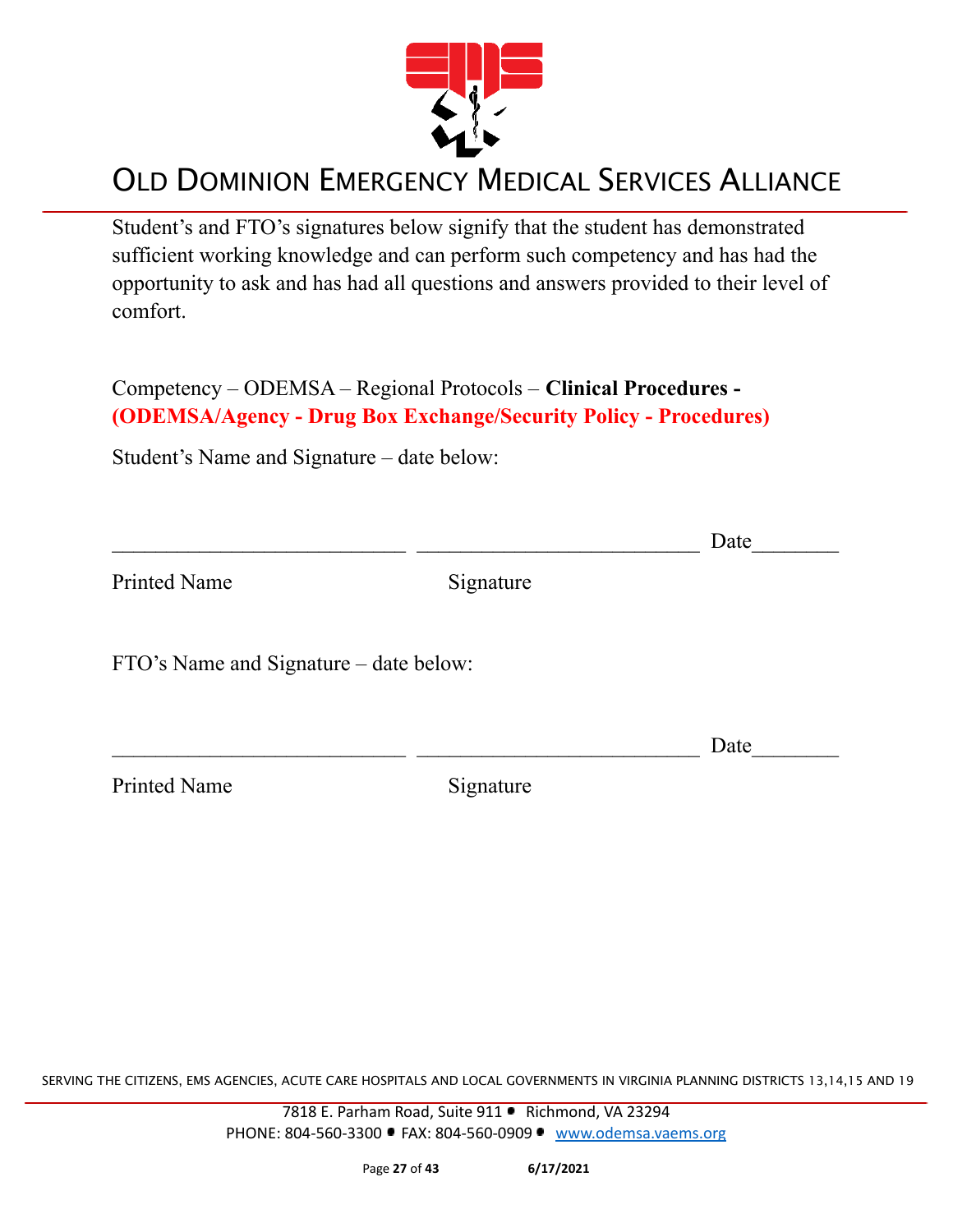Student's and FTO's signatures below signify that the student has demonstrated sufficient working knowledge and can perform such competency and has had the opportunity to ask and has had all questions and answers provided to their level of comfort.

Competency – ODEMSA – Regional Protocols – **Clinical Procedures - (ODEMSA/Agency - Drug Box Exchange/Security Policy - Procedures)**

Student's Name and Signature – date below:

___________________________ __________________________ Date________

Printed Name Signature

FTO's Name and Signature – date below:

___________________________ __________________________ Date________

Printed Name Signature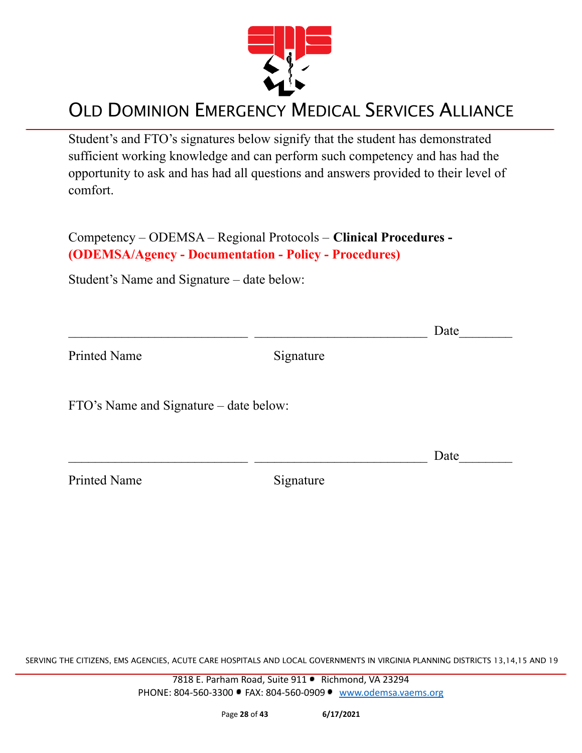Student's and FTO's signatures below signify that the student has demonstrated sufficient working knowledge and can perform such competency and has had the opportunity to ask and has had all questions and answers provided to their level of comfort.

Competency – ODEMSA – Regional Protocols – **Clinical Procedures - (ODEMSA/Agency - Documentation - Policy - Procedures)**

Student's Name and Signature – date below:

___________________________ __________________________ Date________

Printed Name                    Signature

FTO's Name and Signature – date below:

___________________________ __________________________ Date________

Printed Name                    Signature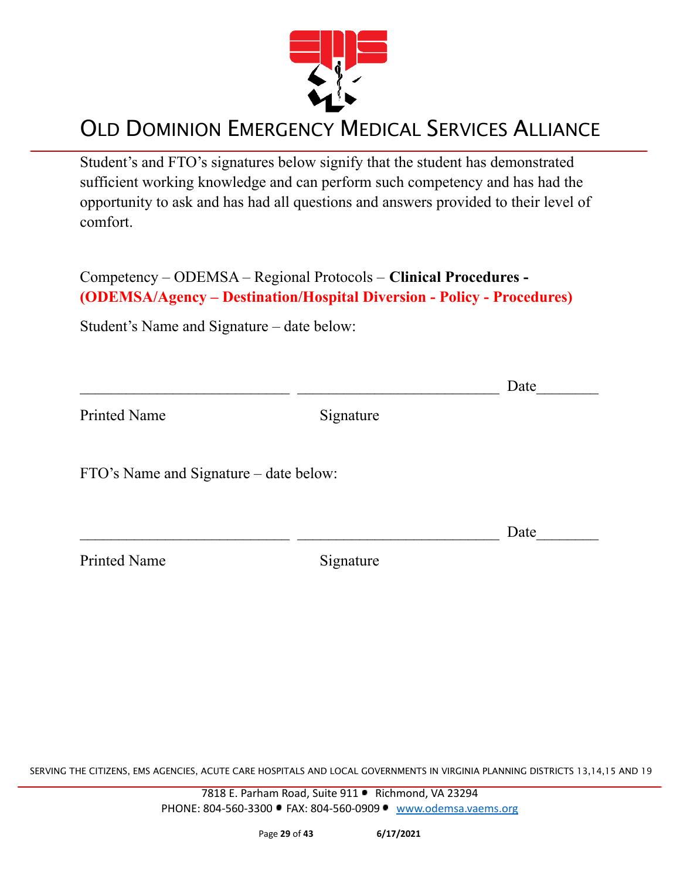Student's and FTO's signatures below signify that the student has demonstrated sufficient working knowledge and can perform such competency and has had the opportunity to ask and has had all questions and answers provided to their level of comfort.

Competency – ODEMSA – Regional Protocols – **Clinical Procedures - (ODEMSA/Agency – Destination/Hospital Diversion - Policy - Procedures)**

Student's Name and Signature – date below:

___________________________ ___________________________ Date________

Printed Name Signature

FTO's Name and Signature – date below:

___________________________ ___________________________ Date________

Printed Name Signature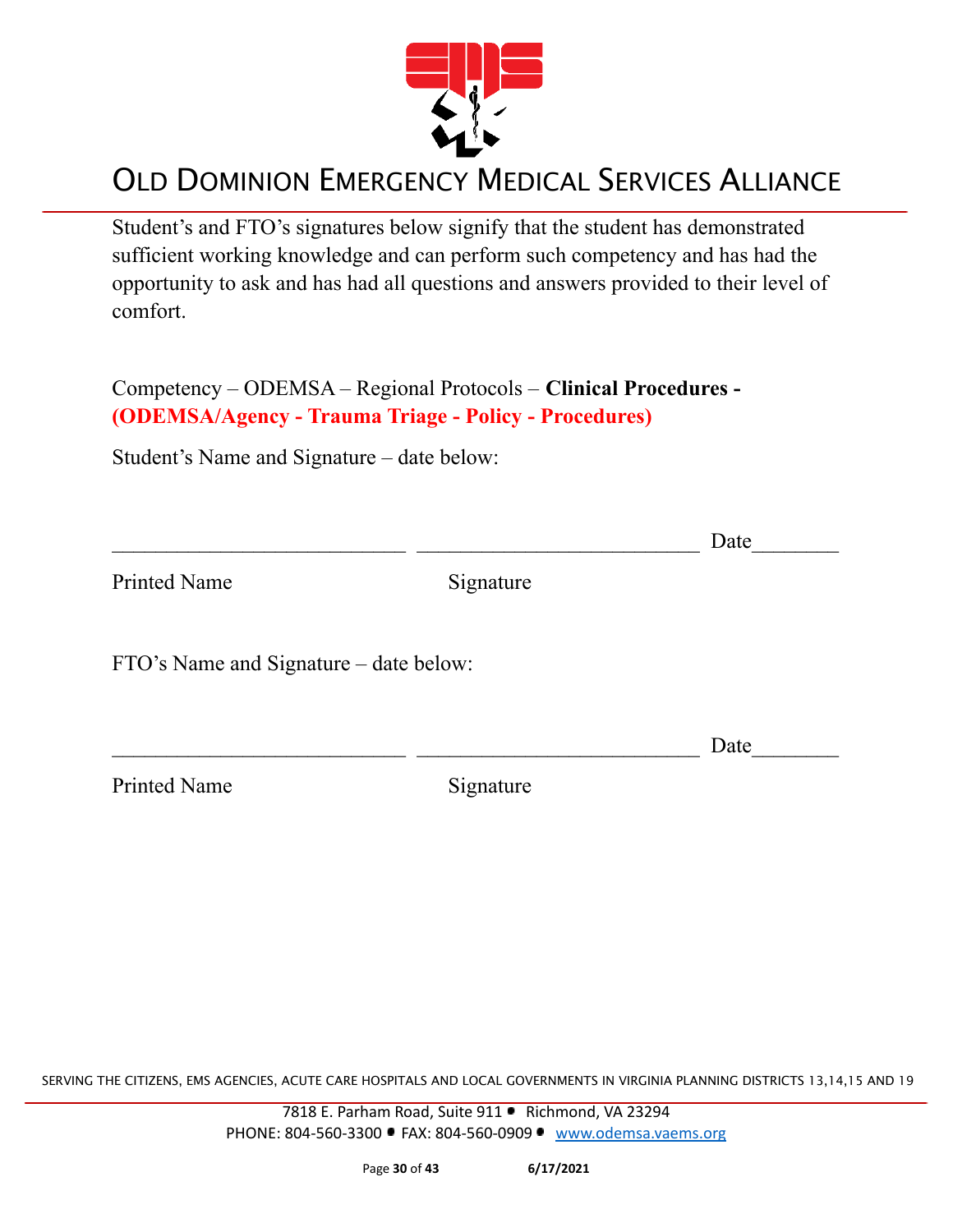Student's and FTO's signatures below signify that the student has demonstrated sufficient working knowledge and can perform such competency and has had the opportunity to ask and has had all questions and answers provided to their level of comfort.

Competency – ODEMSA – Regional Protocols – **Clinical Procedures - (ODEMSA/Agency - Trauma Triage - Policy - Procedures)**

Student's Name and Signature – date below:

\_\_\_\_\_\_\_\_\_\_\_\_\_\_\_\_\_\_\_\_\_\_\_\_\_\_\_ \_\_\_\_\_\_\_\_\_\_\_\_\_\_\_\_\_\_\_\_\_\_\_\_\_\_ Date\_\_\_\_\_\_\_\_

Printed Name Signature

FTO's Name and Signature – date below:

\_\_\_\_\_\_\_\_\_\_\_\_\_\_\_\_\_\_\_\_\_\_\_\_\_\_\_ \_\_\_\_\_\_\_\_\_\_\_\_\_\_\_\_\_\_\_\_\_\_\_\_\_\_ Date\_\_\_\_\_\_\_\_

Printed Name Signature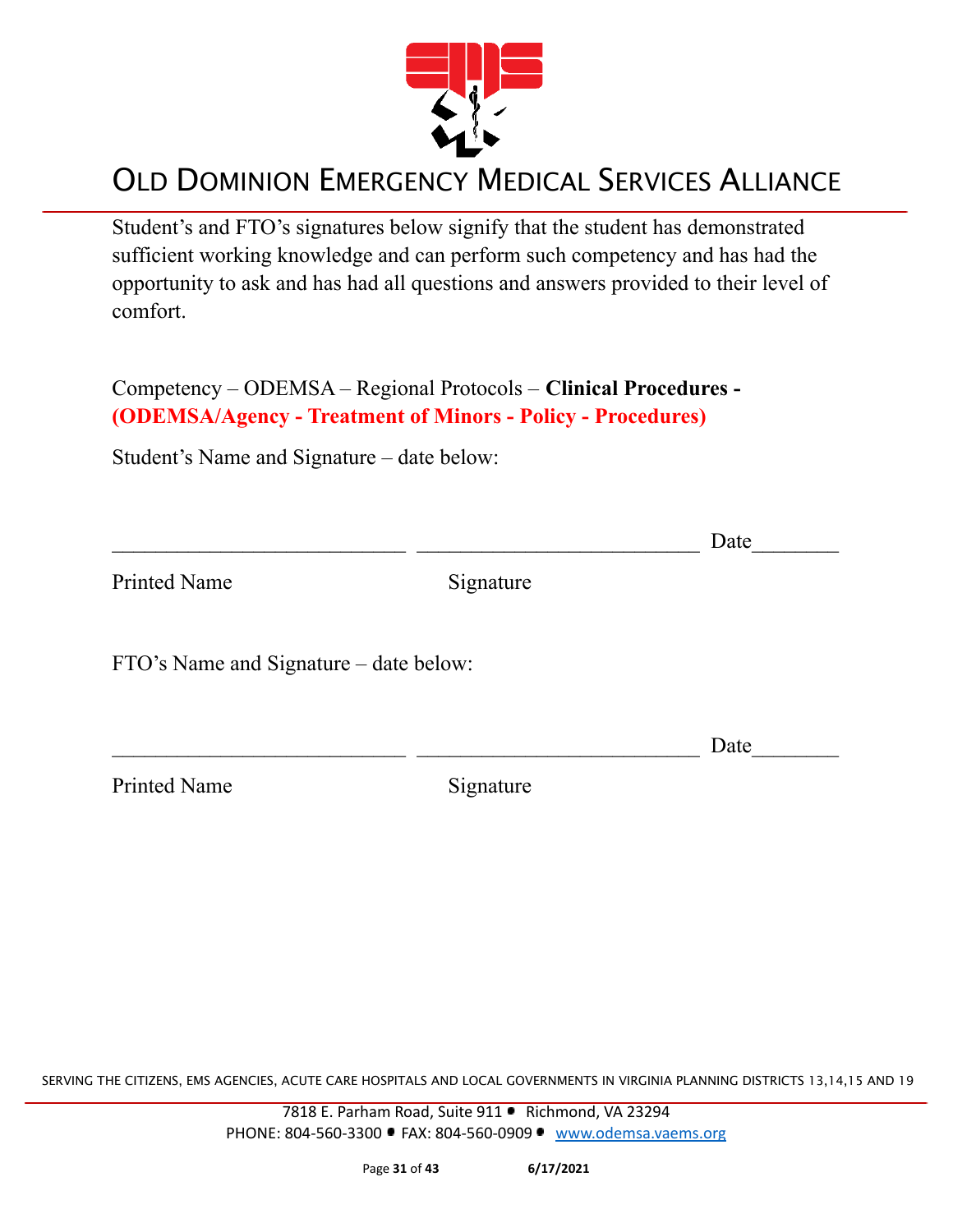# OLD DOMINION EMERGENCY MEDICAL SERVICES ALLIANCE

Student's and FTO's signatures below signify that the student has demonstrated sufficient working knowledge and can perform such competency and has had the opportunity to ask and has had all questions and answers provided to their level of comfort.

Competency – ODEMSA – Regional Protocols – **Clinical Procedures - (ODEMSA/Agency - Treatment of Minors - Policy - Procedures)**

Student's Name and Signature – date below:

\_\_\_\_\_\_\_\_\_\_\_\_\_\_\_\_\_\_\_\_\_\_\_\_\_\_\_ \_\_\_\_\_\_\_\_\_\_\_\_\_\_\_\_\_\_\_\_\_\_\_\_\_\_ Date\_\_\_\_\_\_\_\_

Printed Name Signature

FTO's Name and Signature – date below:

\_\_\_\_\_\_\_\_\_\_\_\_\_\_\_\_\_\_\_\_\_\_\_\_\_\_\_ \_\_\_\_\_\_\_\_\_\_\_\_\_\_\_\_\_\_\_\_\_\_\_\_\_\_ Date\_\_\_\_\_\_\_\_

Printed Name Signature

SERVING THE CITIZENS, EMS AGENCIES, ACUTE CARE HOSPITALS AND LOCAL GOVERNMENTS IN VIRGINIA PLANNING DISTRICTS 13,14,15 AND 19

7818 E. Parham Road, Suite 911 • Richmond, VA 23294
PHONE: 804-560-3300 • FAX: 804-560-0909 • www.odemsa.vaems.org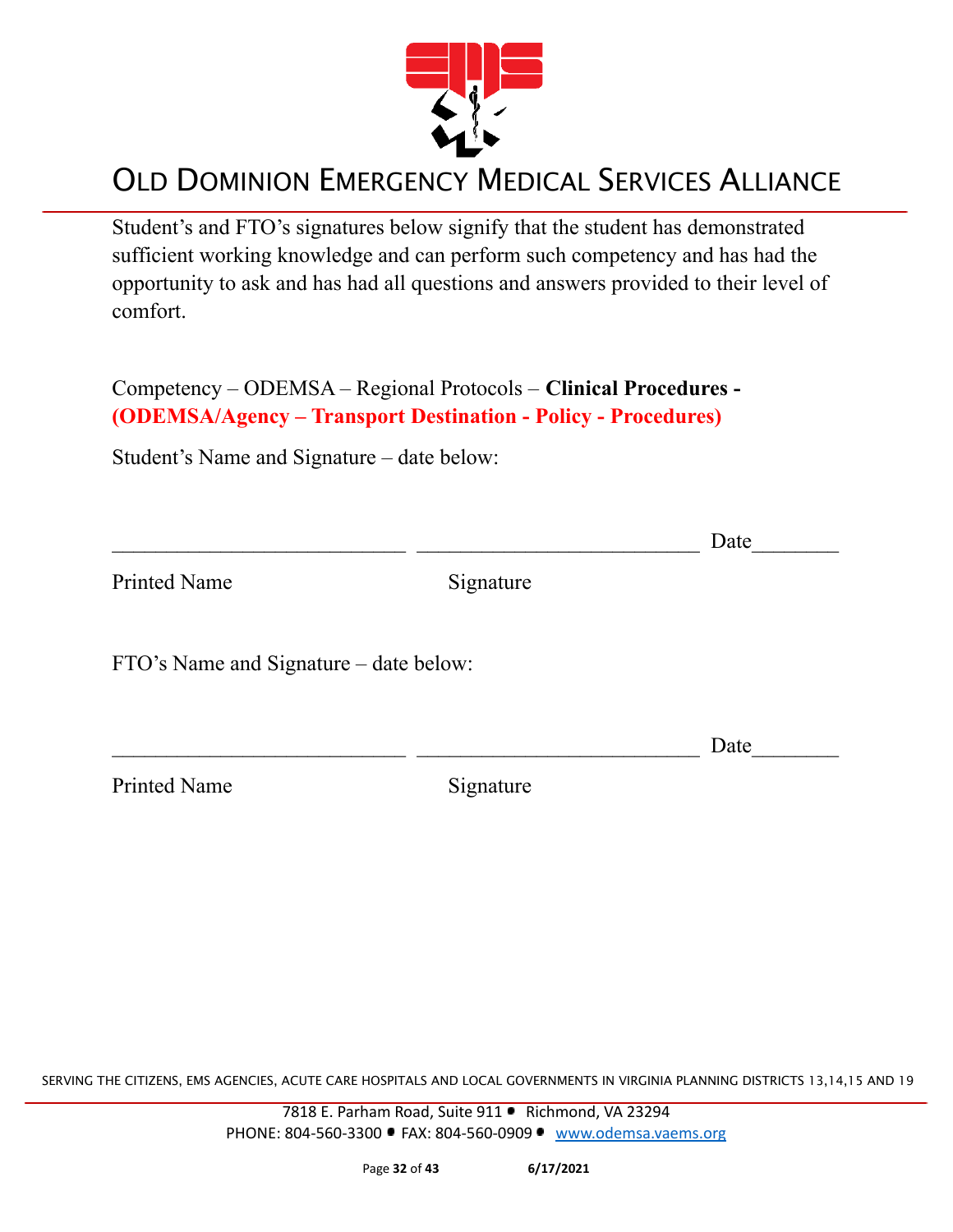Student's and FTO's signatures below signify that the student has demonstrated sufficient working knowledge and can perform such competency and has had the opportunity to ask and has had all questions and answers provided to their level of comfort.

Competency – ODEMSA – Regional Protocols – **Clinical Procedures - (ODEMSA/Agency – Transport Destination - Policy - Procedures)**

Student's Name and Signature – date below:

___________________________ ___________________________ Date________

Printed Name Signature

FTO's Name and Signature – date below:

___________________________ ___________________________ Date________

Printed Name Signature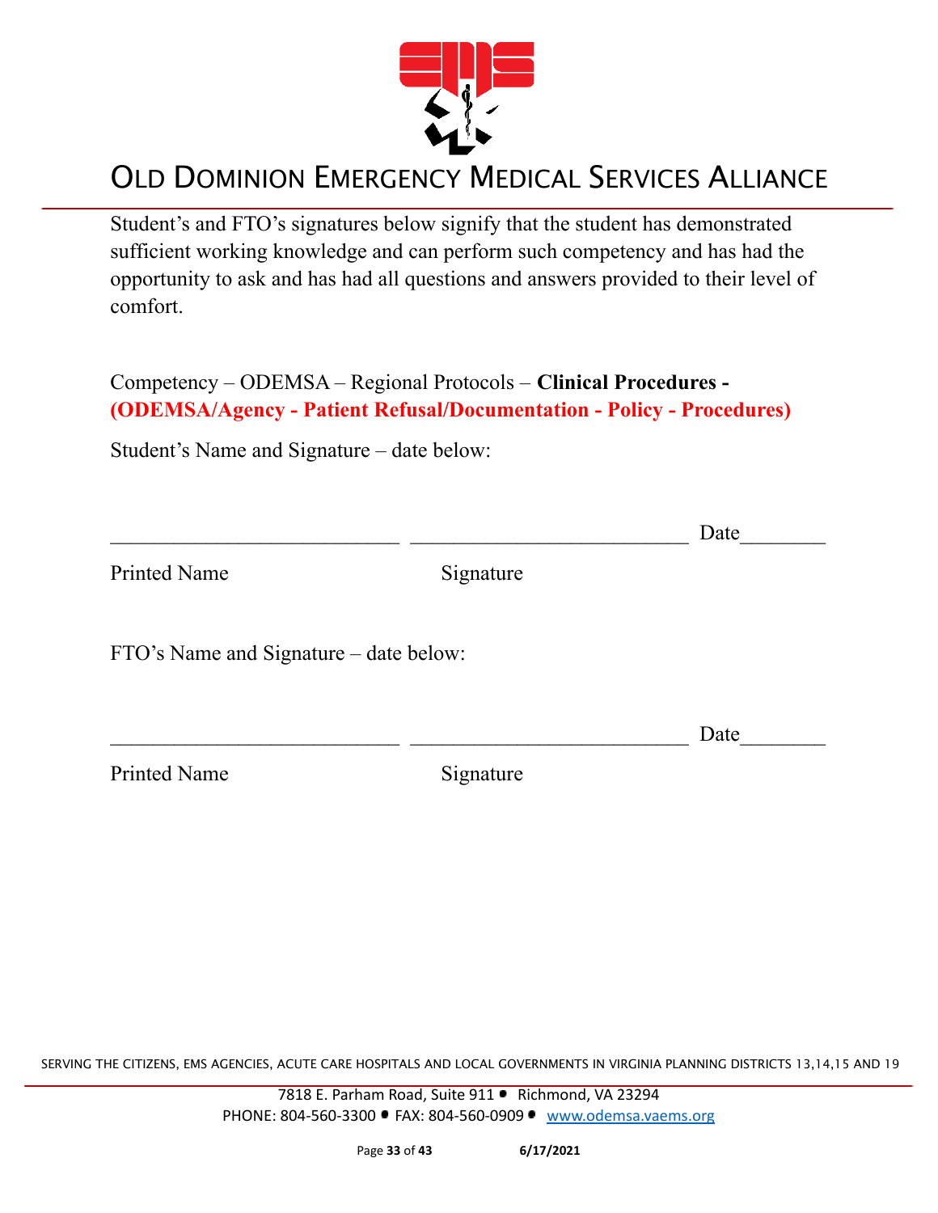# OLD DOMINION EMERGENCY MEDICAL SERVICES ALLIANCE

Student's and FTO's signatures below signify that the student has demonstrated sufficient working knowledge and can perform such competency and has had the opportunity to ask and has had all questions and answers provided to their level of comfort.

Competency – ODEMSA – Regional Protocols – **Clinical Procedures - (ODEMSA/Agency - Patient Refusal/Documentation - Policy - Procedures)**

Student's Name and Signature – date below:

___________________________ ___________________________ Date________

Printed Name Signature

FTO's Name and Signature – date below:

___________________________ ___________________________ Date________

Printed Name Signature

SERVING THE CITIZENS, EMS AGENCIES, ACUTE CARE HOSPITALS AND LOCAL GOVERNMENTS IN VIRGINIA PLANNING DISTRICTS 13,14,15 AND 19

7818 E. Parham Road, Suite 911 • Richmond, VA 23294
PHONE: 804-560-3300 • FAX: 804-560-0909 • www.odemsa.vaems.org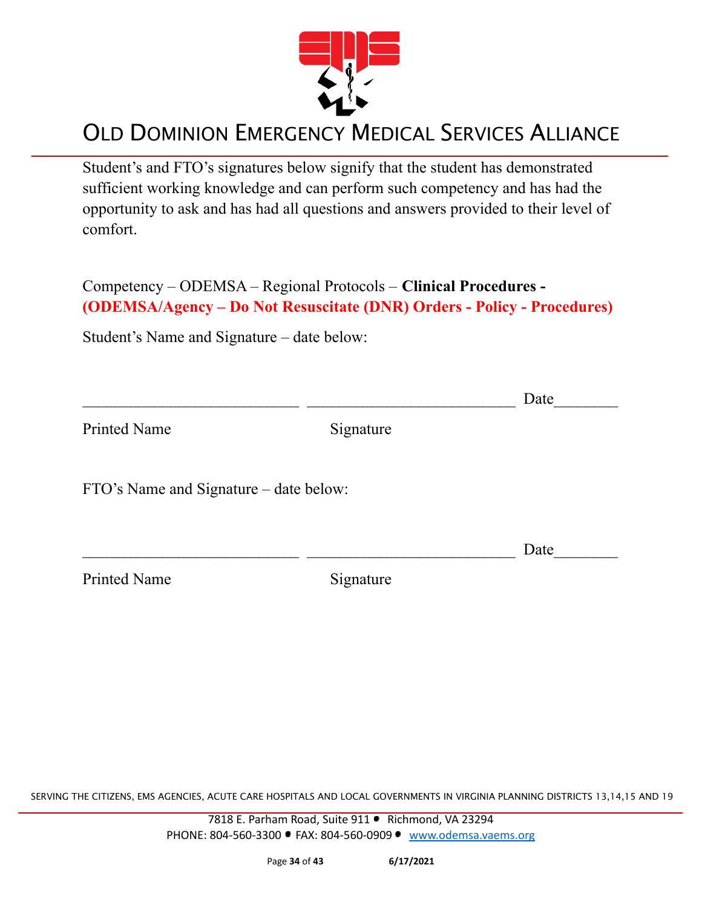Student's and FTO's signatures below signify that the student has demonstrated sufficient working knowledge and can perform such competency and has had the opportunity to ask and has had all questions and answers provided to their level of comfort.

Competency – ODEMSA – Regional Protocols – **Clinical Procedures - (ODEMSA/Agency – Do Not Resuscitate (DNR) Orders - Policy - Procedures)**

Student's Name and Signature – date below:

___________________________ __________________________ Date________

Printed Name Signature

FTO's Name and Signature – date below:

___________________________ __________________________ Date________

Printed Name Signature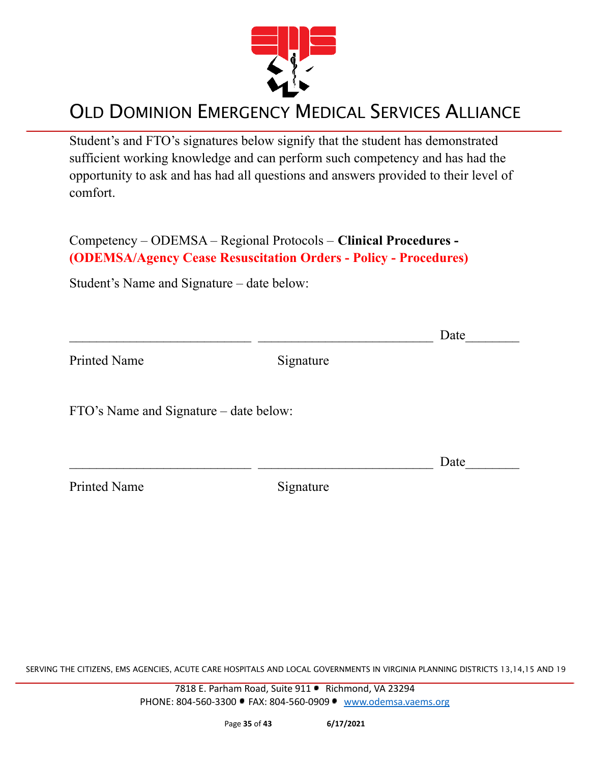# OLD DOMINION EMERGENCY MEDICAL SERVICES ALLIANCE

Student's and FTO's signatures below signify that the student has demonstrated sufficient working knowledge and can perform such competency and has had the opportunity to ask and has had all questions and answers provided to their level of comfort.

Competency – ODEMSA – Regional Protocols – **Clinical Procedures - (ODEMSA/Agency Cease Resuscitation Orders - Policy - Procedures)**

Student's Name and Signature – date below:

\_\_\_\_\_\_\_\_\_\_\_\_\_\_\_\_\_\_\_\_\_\_\_\_\_\_\_ \_\_\_\_\_\_\_\_\_\_\_\_\_\_\_\_\_\_\_\_\_\_\_\_\_\_ Date\_\_\_\_\_\_\_\_

Printed Name Signature

FTO's Name and Signature – date below:

\_\_\_\_\_\_\_\_\_\_\_\_\_\_\_\_\_\_\_\_\_\_\_\_\_\_\_ \_\_\_\_\_\_\_\_\_\_\_\_\_\_\_\_\_\_\_\_\_\_\_\_\_\_ Date\_\_\_\_\_\_\_\_

Printed Name Signature

SERVING THE CITIZENS, EMS AGENCIES, ACUTE CARE HOSPITALS AND LOCAL GOVERNMENTS IN VIRGINIA PLANNING DISTRICTS 13,14,15 AND 19

7818 E. Parham Road, Suite 911 • Richmond, VA 23294
PHONE: 804-560-3300 • FAX: 804-560-0909 • www.odemsa.vaems.org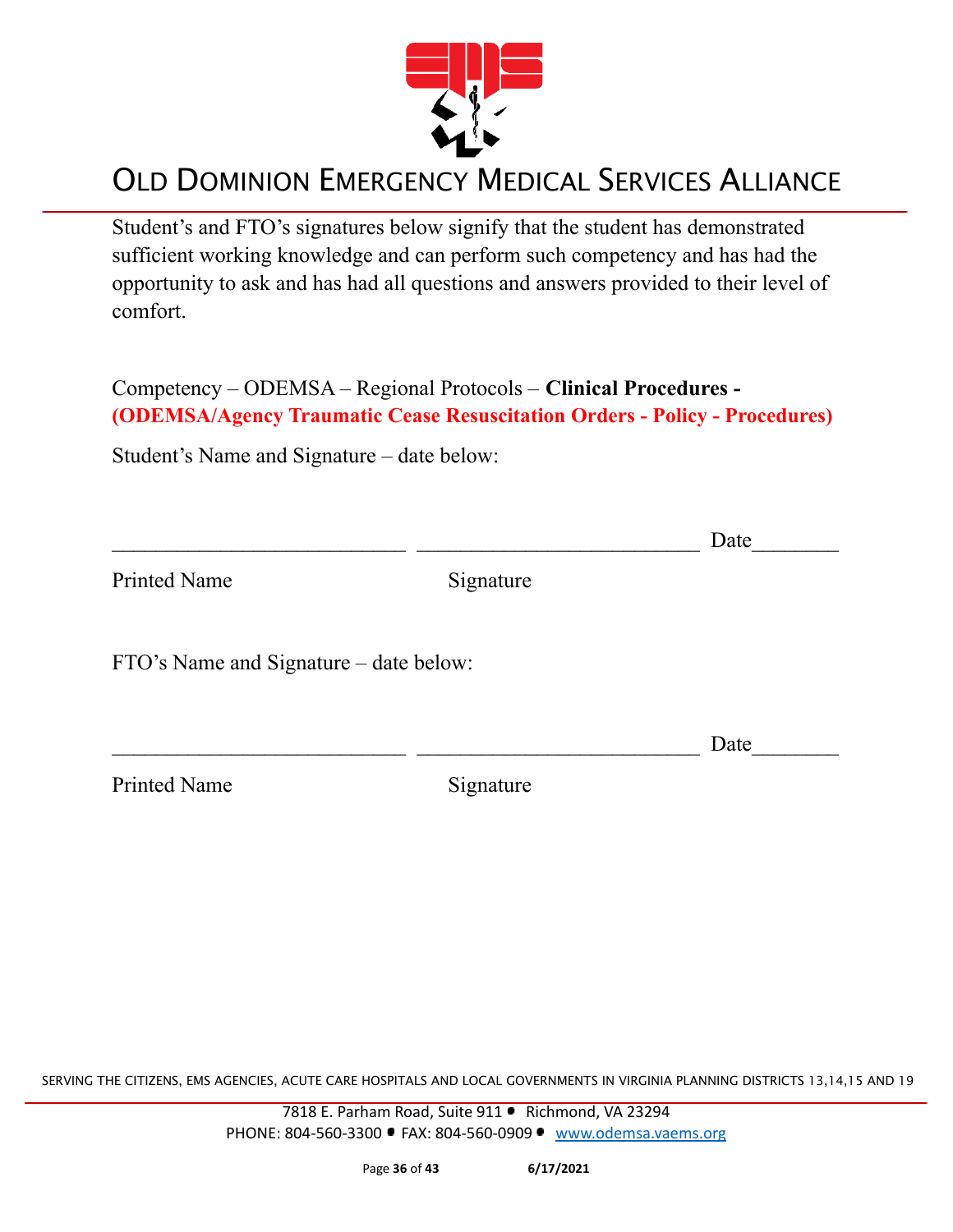Student's and FTO's signatures below signify that the student has demonstrated sufficient working knowledge and can perform such competency and has had the opportunity to ask and has had all questions and answers provided to their level of comfort.

Competency – ODEMSA – Regional Protocols – **Clinical Procedures - (ODEMSA/Agency Traumatic Cease Resuscitation Orders - Policy - Procedures)**

Student's Name and Signature – date below:

___________________________ ___________________________ Date________

Printed Name Signature

FTO's Name and Signature – date below:

___________________________ ___________________________ Date________

Printed Name Signature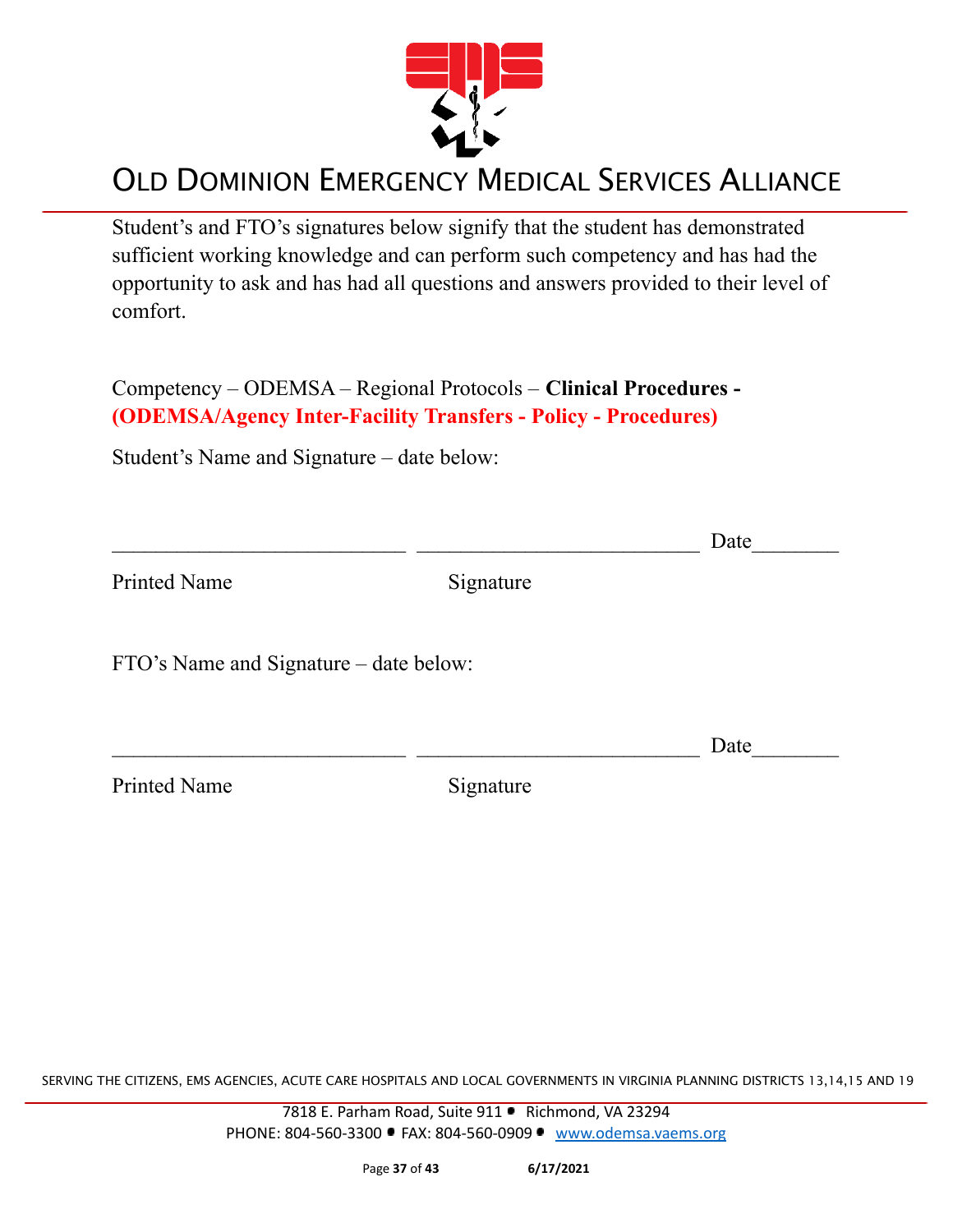# OLD DOMINION EMERGENCY MEDICAL SERVICES ALLIANCE

Student's and FTO's signatures below signify that the student has demonstrated sufficient working knowledge and can perform such competency and has had the opportunity to ask and has had all questions and answers provided to their level of comfort.

Competency – ODEMSA – Regional Protocols – **Clinical Procedures - (ODEMSA/Agency Inter-Facility Transfers - Policy - Procedures)**

Student's Name and Signature – date below:

___________________________ __________________________ Date________

Printed Name Signature

FTO's Name and Signature – date below:

___________________________ __________________________ Date________

Printed Name Signature

SERVING THE CITIZENS, EMS AGENCIES, ACUTE CARE HOSPITALS AND LOCAL GOVERNMENTS IN VIRGINIA PLANNING DISTRICTS 13,14,15 AND 19

7818 E. Parham Road, Suite 911 • Richmond, VA 23294
PHONE: 804-560-3300 • FAX: 804-560-0909 • www.odemsa.vaems.org

6/17/2021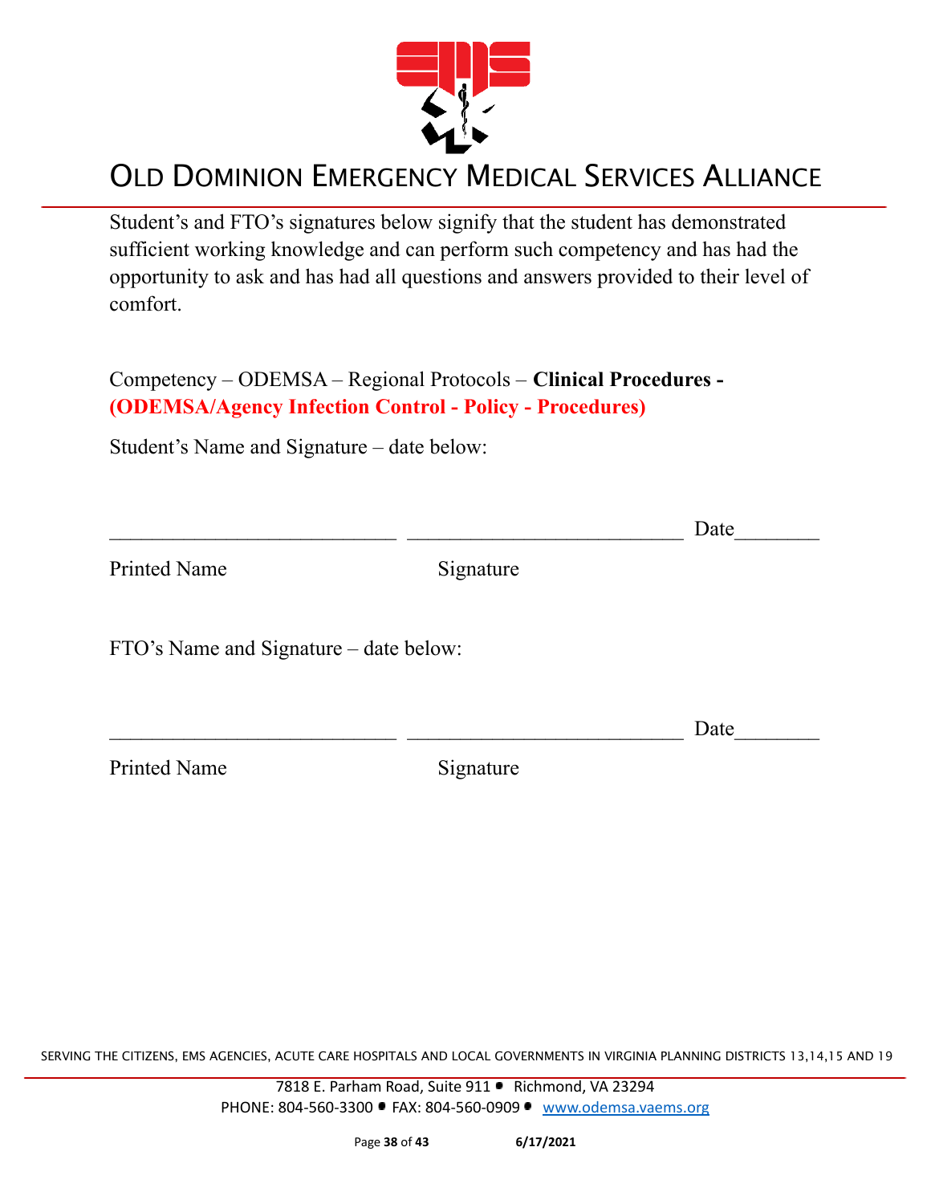Student's and FTO's signatures below signify that the student has demonstrated sufficient working knowledge and can perform such competency and has had the opportunity to ask and has had all questions and answers provided to their level of comfort.

Competency – ODEMSA – Regional Protocols – **Clinical Procedures - (ODEMSA/Agency Infection Control - Policy - Procedures)**

Student's Name and Signature – date below:

___________________________ __________________________ Date________

Printed Name                                   Signature

FTO's Name and Signature – date below:

___________________________ __________________________ Date________

Printed Name                                   Signature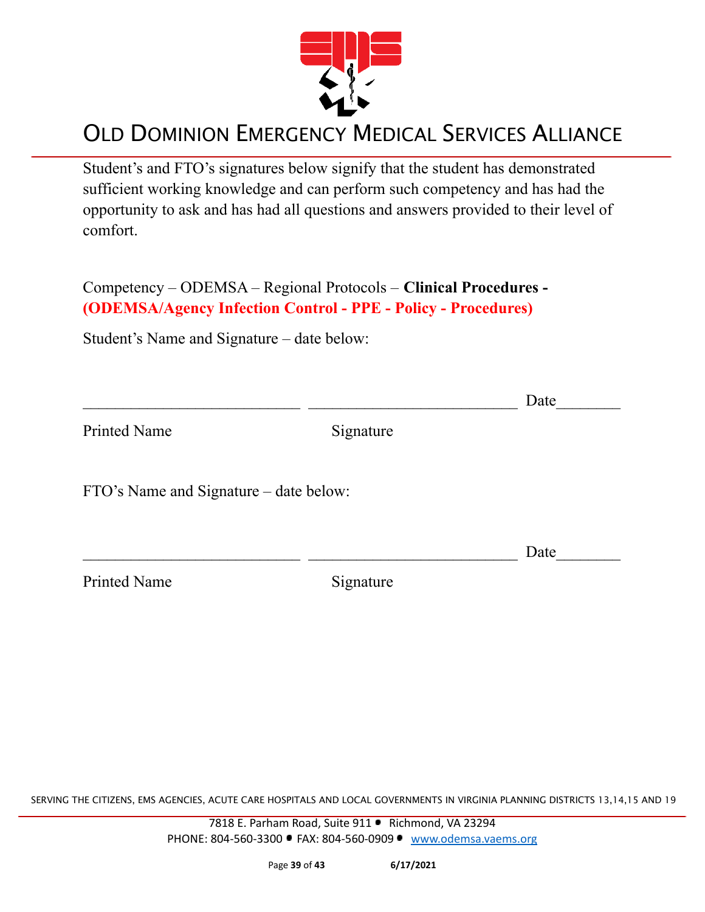Student's and FTO's signatures below signify that the student has demonstrated sufficient working knowledge and can perform such competency and has had the opportunity to ask and has had all questions and answers provided to their level of comfort.

Competency – ODEMSA – Regional Protocols – **Clinical Procedures - (ODEMSA/Agency Infection Control - PPE - Policy - Procedures)**

Student's Name and Signature – date below:

___________________________ ___________________________ Date________

Printed Name Signature

FTO's Name and Signature – date below:

___________________________ ___________________________ Date________

Printed Name Signature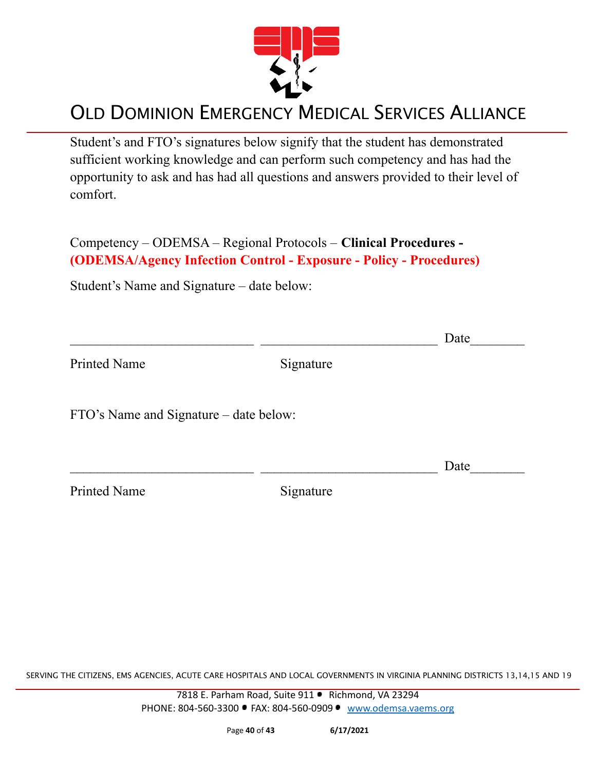Student's and FTO's signatures below signify that the student has demonstrated sufficient working knowledge and can perform such competency and has had the opportunity to ask and has had all questions and answers provided to their level of comfort.

Competency – ODEMSA – Regional Protocols – **Clinical Procedures - (ODEMSA/Agency Infection Control - Exposure - Policy - Procedures)**

Student's Name and Signature – date below:

___________________________ ___________________________ Date________

Printed Name Signature

FTO's Name and Signature – date below:

___________________________ ___________________________ Date________

Printed Name Signature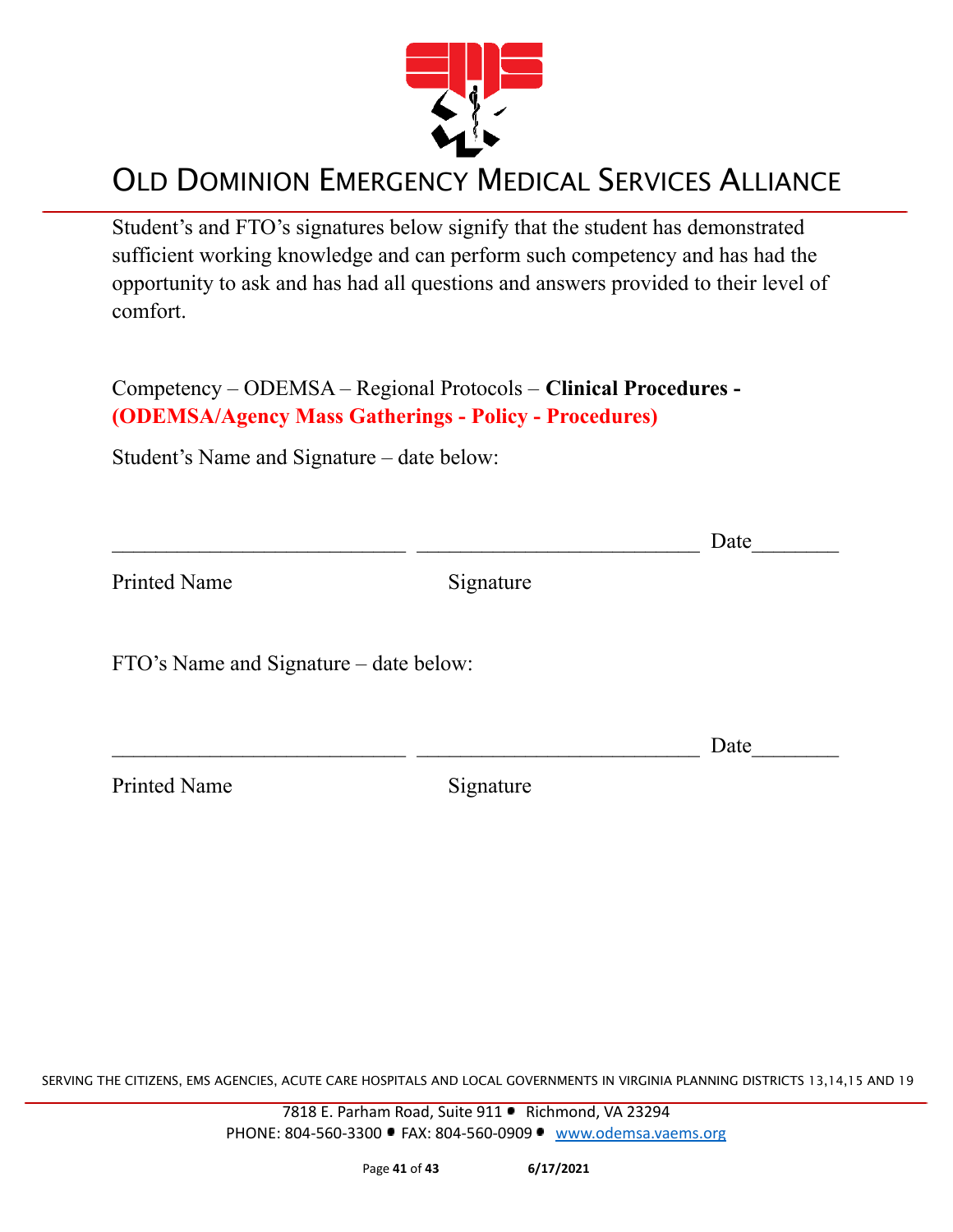Student's and FTO's signatures below signify that the student has demonstrated sufficient working knowledge and can perform such competency and has had the opportunity to ask and has had all questions and answers provided to their level of comfort.

Competency – ODEMSA – Regional Protocols – **Clinical Procedures - (ODEMSA/Agency Mass Gatherings - Policy - Procedures)**

Student's Name and Signature – date below:

\_\_\_\_\_\_\_\_\_\_\_\_\_\_\_\_\_\_\_\_\_\_\_\_\_\_\_\_ \_\_\_\_\_\_\_\_\_\_\_\_\_\_\_\_\_\_\_\_\_\_\_\_\_\_\_ Date\_\_\_\_\_\_\_\_

Printed Name Signature

FTO's Name and Signature – date below:

\_\_\_\_\_\_\_\_\_\_\_\_\_\_\_\_\_\_\_\_\_\_\_\_\_\_\_\_ \_\_\_\_\_\_\_\_\_\_\_\_\_\_\_\_\_\_\_\_\_\_\_\_\_\_\_ Date\_\_\_\_\_\_\_\_

Printed Name Signature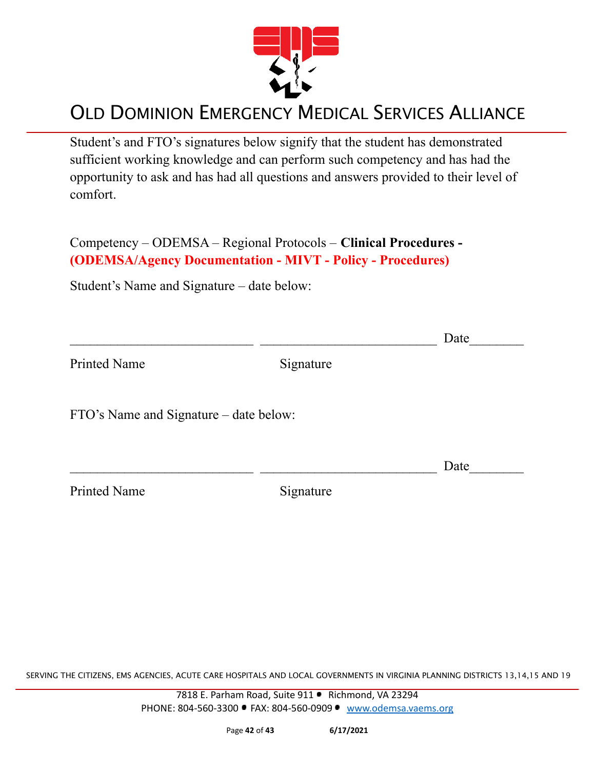# OLD DOMINION EMERGENCY MEDICAL SERVICES ALLIANCE

Student's and FTO's signatures below signify that the student has demonstrated sufficient working knowledge and can perform such competency and has had the opportunity to ask and has had all questions and answers provided to their level of comfort.

Competency – ODEMSA – Regional Protocols – **Clinical Procedures - (ODEMSA/Agency Documentation - MIVT - Policy - Procedures)**

Student's Name and Signature – date below:

___________________________ ___________________________ Date________

Printed Name Signature

FTO's Name and Signature – date below:

___________________________ ___________________________ Date________

Printed Name Signature

SERVING THE CITIZENS, EMS AGENCIES, ACUTE CARE HOSPITALS AND LOCAL GOVERNMENTS IN VIRGINIA PLANNING DISTRICTS 13,14,15 AND 19

7818 E. Parham Road, Suite 911 • Richmond, VA 23294
PHONE: 804-560-3300 • FAX: 804-560-0909 • www.odemsa.vaems.org